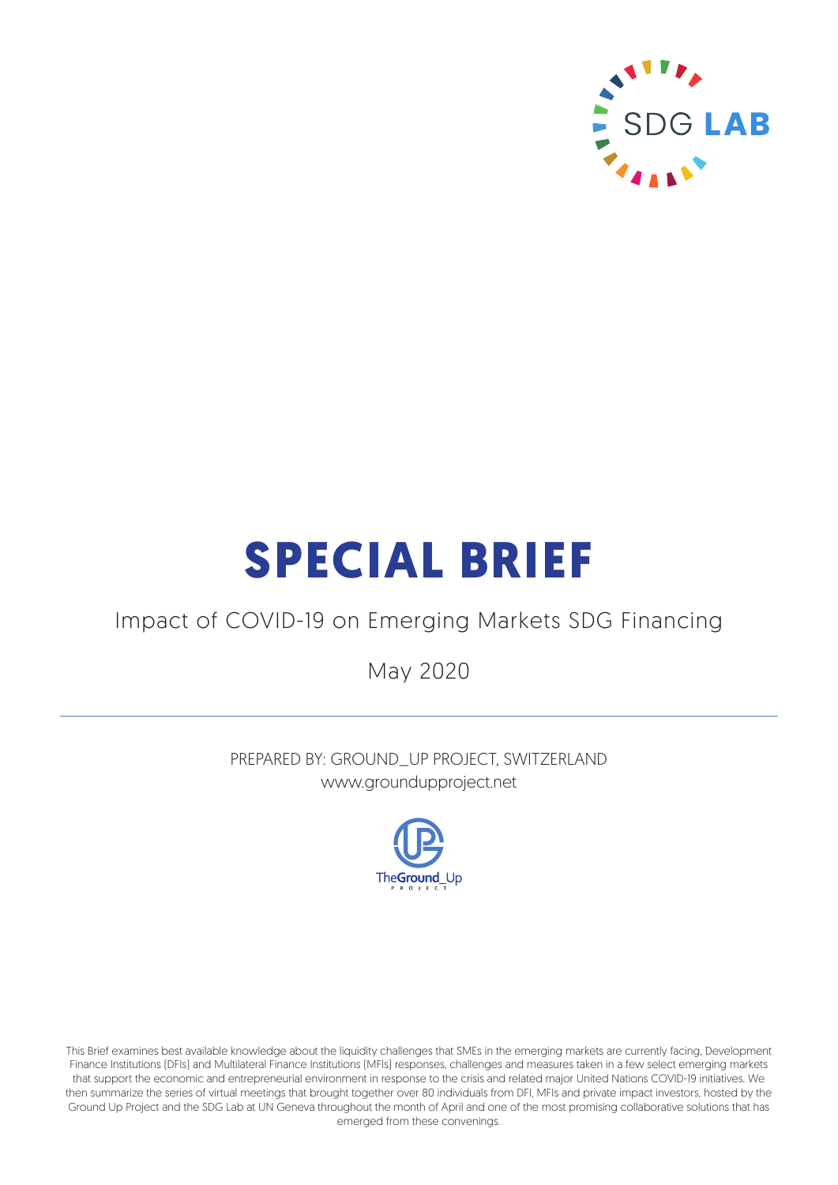SDG LAB

# SPECIAL BRIEF

Impact of COVID-19 on Emerging Markets SDG Financing

May 2020

---

PREPARED BY: GROUND_UP PROJECT, SWITZERLAND
www.groundupproject.net

TheGround_Up PROJECT

This Brief examines best available knowledge about the liquidity challenges that SMEs in the emerging markets are currently facing, Development Finance Institutions (DFIs) and Multilateral Finance Institutions (MFIs) responses, challenges and measures taken in a few select emerging markets that support the economic and entrepreneurial environment in response to the crisis and related major United Nations COVID-19 initiatives. We then summarize the series of virtual meetings that brought together over 80 individuals from DFI, MFIs and private impact investors, hosted by the Ground Up Project and the SDG Lab at UN Geneva throughout the month of April and one of the most promising collaborative solutions that has emerged from these convenings.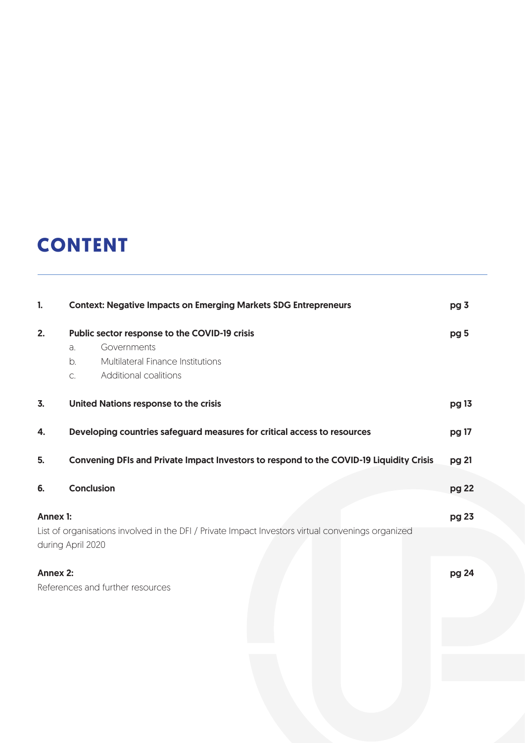# CONTENT

---

| | | |
|---|---|---|
| **1.** | **Context: Negative Impacts on Emerging Markets SDG Entrepreneurs** | **pg 3** |
| **2.** | **Public sector response to the COVID-19 crisis** | **pg 5** |
| | a. Governments | |
| | b. Multilateral Finance Institutions | |
| | c. Additional coalitions | |
| **3.** | **United Nations response to the crisis** | **pg 13** |
| **4.** | **Developing countries safeguard measures for critical access to resources** | **pg 17** |
| **5.** | **Convening DFIs and Private Impact Investors to respond to the COVID-19 Liquidity Crisis** | **pg 21** |
| **6.** | **Conclusion** | **pg 22** |

**Annex 1:** **pg 23**
List of organisations involved in the DFI / Private Impact Investors virtual convenings organized during April 2020

**Annex 2:** **pg 24**
References and further resources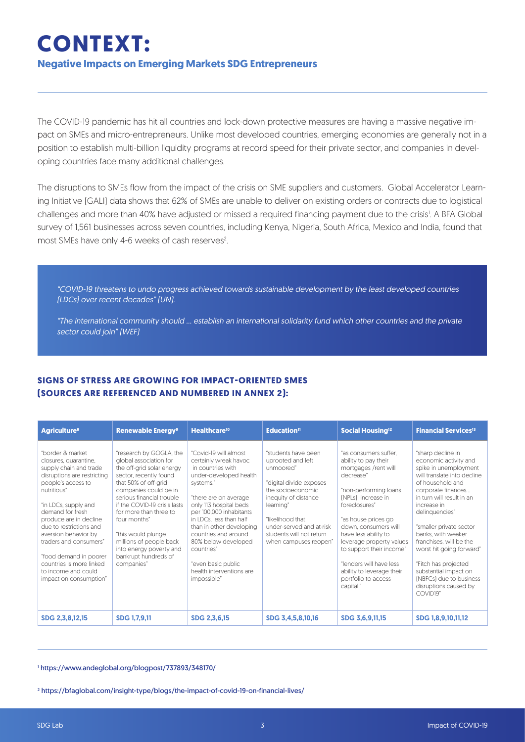# CONTEXT:

## Negative Impacts on Emerging Markets SDG Entrepreneurs

The COVID-19 pandemic has hit all countries and lock-down protective measures are having a massive negative impact on SMEs and micro-entrepreneurs. Unlike most developed countries, emerging economies are generally not in a position to establish multi-billion liquidity programs at record speed for their private sector, and companies in developing countries face many additional challenges.

The disruptions to SMEs flow from the impact of the crisis on SME suppliers and customers. Global Accelerator Learning Initiative (GALI) data shows that 62% of SMEs are unable to deliver on existing orders or contracts due to logistical challenges and more than 40% have adjusted or missed a required financing payment due to the crisis[1]. A BFA Global survey of 1,561 businesses across seven countries, including Kenya, Nigeria, South Africa, Mexico and India, found that most SMEs have only 4-6 weeks of cash reserves[2].

> *"COVID-19 threatens to undo progress achieved towards sustainable development by the least developed countries (LDCs) over recent decades" (UN).*
>
> *"The international community should ... establish an international solidarity fund which other countries and the private sector could join" (WEF)*

### SIGNS OF STRESS ARE GROWING FOR IMPACT-ORIENTED SMES (SOURCES ARE REFERENCED AND NUMBERED IN ANNEX 2):

| Agriculture[8] | Renewable Energy[9] | Healthcare[10] | Education[11] | Social Housing[12] | Financial Services[13] |
|---|---|---|---|---|---|
| "border & market closures, quarantine, supply chain and trade disruptions are restricting people's access to nutritious"<br><br>"in LDCs, supply and demand for fresh produce are in decline due to restrictions and aversion behavior by traders and consumers"<br><br>"food demand in poorer countries is more linked to income and could impact on consumption" | "research by GOGLA, the global association for the off-grid solar energy sector, recently found that 50% of off-grid companies could be in serious financial trouble if the COVID-19 crisis lasts for more than three to four months"<br><br>"this would plunge millions of people back into energy poverty and bankrupt hundreds of companies" | "Covid-19 will almost certainly wreak havoc in countries with under-developed health systems."<br><br>"there are on average only 113 hospital beds per 100,000 inhabitants in LDCs, less than half than in other developing countries and around 80% below developed countries"<br><br>"even basic public health interventions are impossible" | "students have been uprooted and left unmoored"<br><br>"digital divide exposes the socioeconomic inequity of distance learning"<br><br>"likelihood that under-served and at-risk students will not return when campuses reopen" | "as consumers suffer, ability to pay their mortgages /rent will decrease"<br><br>"non-performing loans (NPLs) increase in foreclosures"<br><br>"as house prices go down, consumers will have less ability to leverage property values to support their income"<br><br>"lenders will have less ability to leverage their portfolio to access capital." | "sharp decline in economic activity and spike in unemployment will translate into decline of household and corporate finances... in turn will result in an increase in delinquencies"<br><br>"smaller private sector banks, with weaker franchises, will be the worst hit going forward"<br><br>"Fitch has projected substantial impact on (NBFCs) due to business disruptions caused by COVID19" |
| SDG 2,3,8,12,15 | SDG 1,7,9,11 | SDG 2,3,6,15 | SDG 3,4,5,8,10,16 | SDG 3,6,9,11,15 | SDG 1,8,9,10,11,12 |

[1] https://www.andeglobal.org/blogpost/737893/348170/

[2] https://bfaglobal.com/insight-type/blogs/the-impact-of-covid-19-on-financial-lives/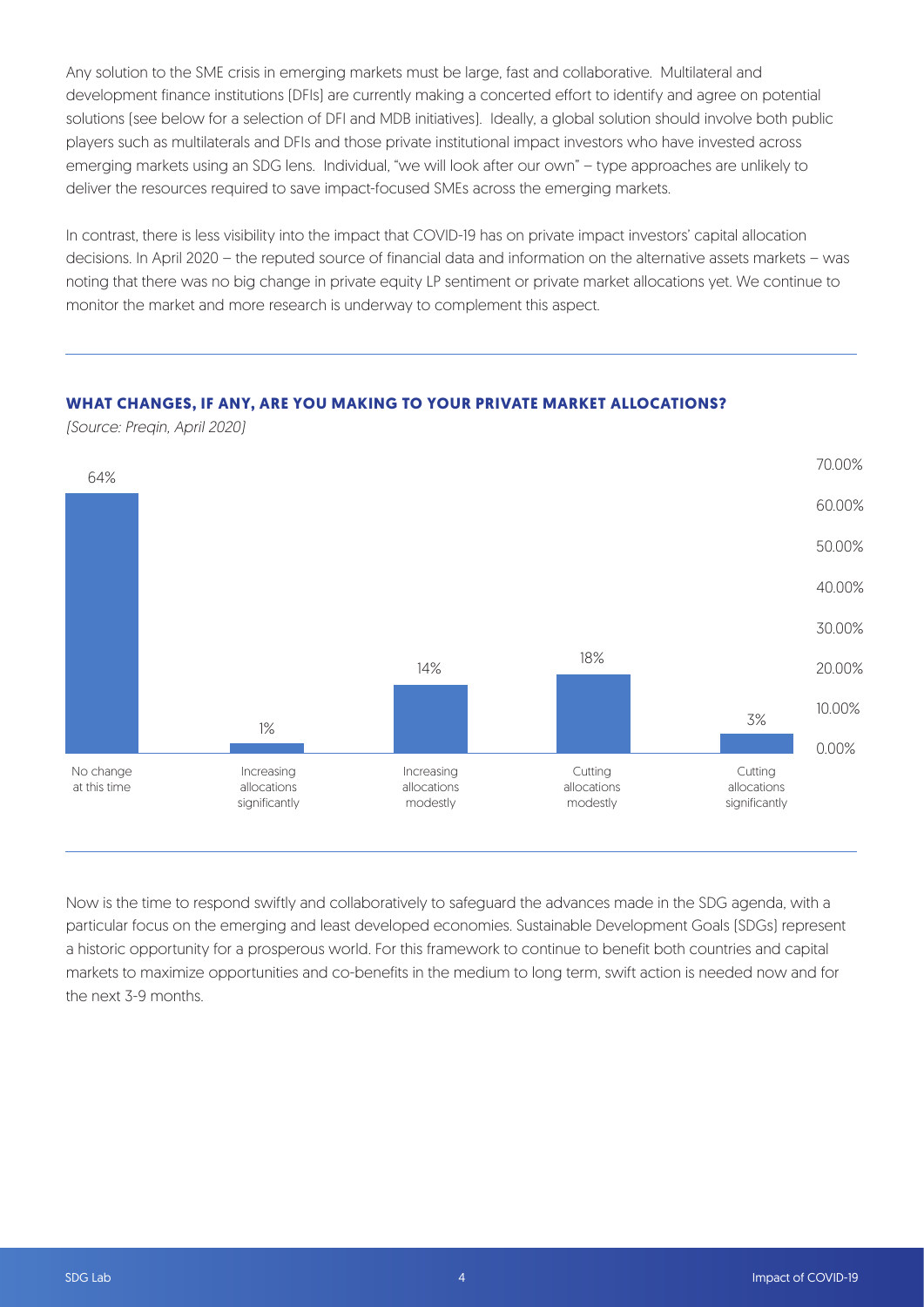Any solution to the SME crisis in emerging markets must be large, fast and collaborative. Multilateral and development finance institutions (DFIs) are currently making a concerted effort to identify and agree on potential solutions (see below for a selection of DFI and MDB initiatives). Ideally, a global solution should involve both public players such as multilaterals and DFIs and those private institutional impact investors who have invested across emerging markets using an SDG lens. Individual, "we will look after our own" – type approaches are unlikely to deliver the resources required to save impact-focused SMEs across the emerging markets.

In contrast, there is less visibility into the impact that COVID-19 has on private impact investors' capital allocation decisions. In April 2020 – the reputed source of financial data and information on the alternative assets markets – was noting that there was no big change in private equity LP sentiment or private market allocations yet. We continue to monitor the market and more research is underway to complement this aspect.

**WHAT CHANGES, IF ANY, ARE YOU MAKING TO YOUR PRIVATE MARKET ALLOCATIONS?**

*(Source: Preqin, April 2020)*

| Response | Share |
|---|---|
| No change at this time | 64% |
| Increasing allocations significantly | 1% |
| Increasing allocations modestly | 14% |
| Cutting allocations modestly | 18% |
| Cutting allocations significantly | 3% |

Now is the time to respond swiftly and collaboratively to safeguard the advances made in the SDG agenda, with a particular focus on the emerging and least developed economies. Sustainable Development Goals (SDGs) represent a historic opportunity for a prosperous world. For this framework to continue to benefit both countries and capital markets to maximize opportunities and co-benefits in the medium to long term, swift action is needed now and for the next 3-9 months.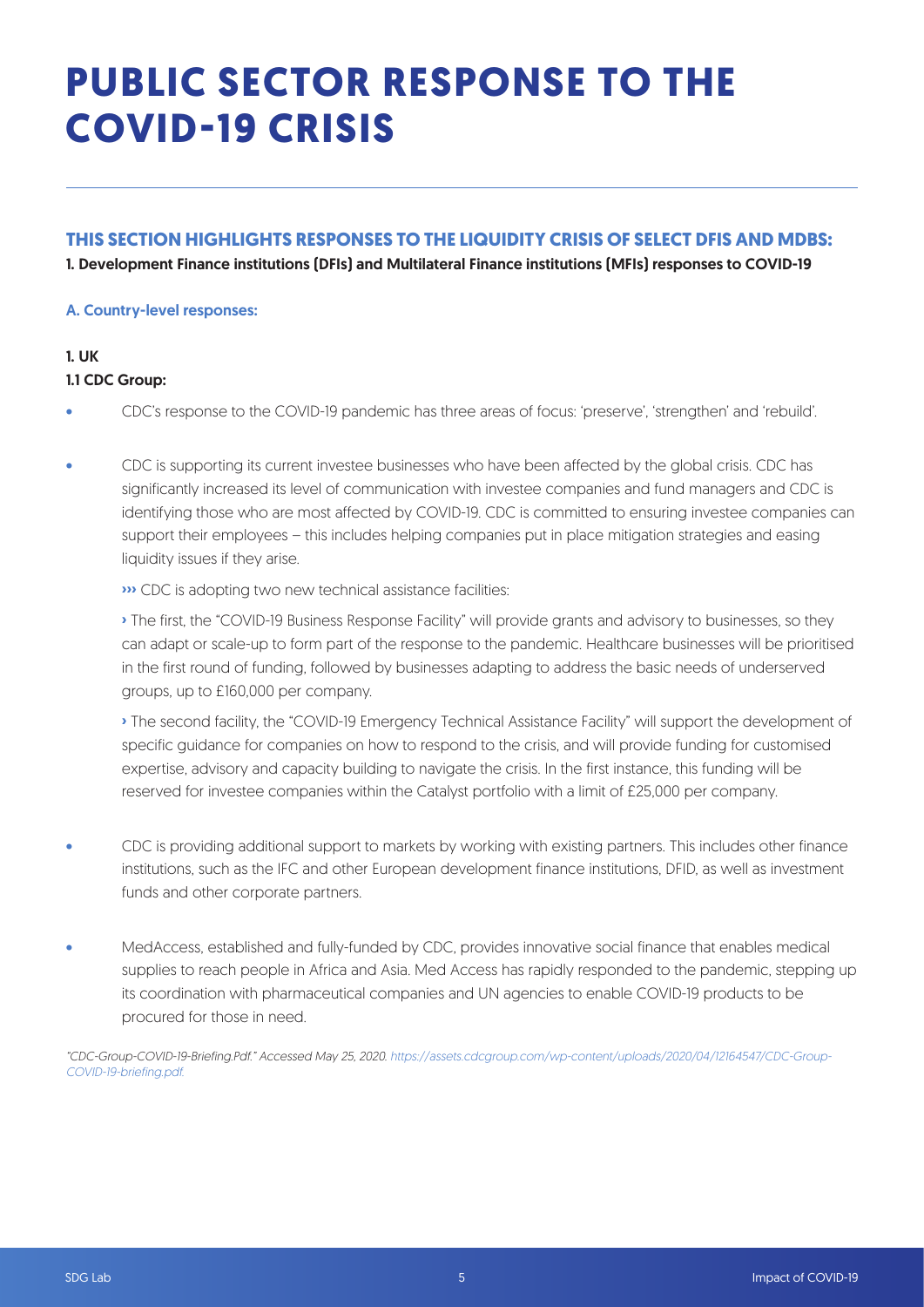# PUBLIC SECTOR RESPONSE TO THE COVID-19 CRISIS

## THIS SECTION HIGHLIGHTS RESPONSES TO THE LIQUIDITY CRISIS OF SELECT DFIS AND MDBS:

**1. Development Finance institutions (DFIs) and Multilateral Finance institutions (MFIs) responses to COVID-19**

### A. Country-level responses:

**1. UK**

**1.1 CDC Group:**

- CDC's response to the COVID-19 pandemic has three areas of focus: 'preserve', 'strengthen' and 'rebuild'.
- CDC is supporting its current investee businesses who have been affected by the global crisis. CDC has significantly increased its level of communication with investee companies and fund managers and CDC is identifying those who are most affected by COVID-19. CDC is committed to ensuring investee companies can support their employees – this includes helping companies put in place mitigation strategies and easing liquidity issues if they arise.

  ››› CDC is adopting two new technical assistance facilities:

  › The first, the "COVID-19 Business Response Facility" will provide grants and advisory to businesses, so they can adapt or scale-up to form part of the response to the pandemic. Healthcare businesses will be prioritised in the first round of funding, followed by businesses adapting to address the basic needs of underserved groups, up to £160,000 per company.

  › The second facility, the "COVID-19 Emergency Technical Assistance Facility" will support the development of specific guidance for companies on how to respond to the crisis, and will provide funding for customised expertise, advisory and capacity building to navigate the crisis. In the first instance, this funding will be reserved for investee companies within the Catalyst portfolio with a limit of £25,000 per company.

- CDC is providing additional support to markets by working with existing partners. This includes other finance institutions, such as the IFC and other European development finance institutions, DFID, as well as investment funds and other corporate partners.
- MedAccess, established and fully-funded by CDC, provides innovative social finance that enables medical supplies to reach people in Africa and Asia. Med Access has rapidly responded to the pandemic, stepping up its coordination with pharmaceutical companies and UN agencies to enable COVID-19 products to be procured for those in need.

*"CDC-Group-COVID-19-Briefing.Pdf." Accessed May 25, 2020. https://assets.cdcgroup.com/wp-content/uploads/2020/04/12164547/CDC-Group-COVID-19-briefing.pdf.*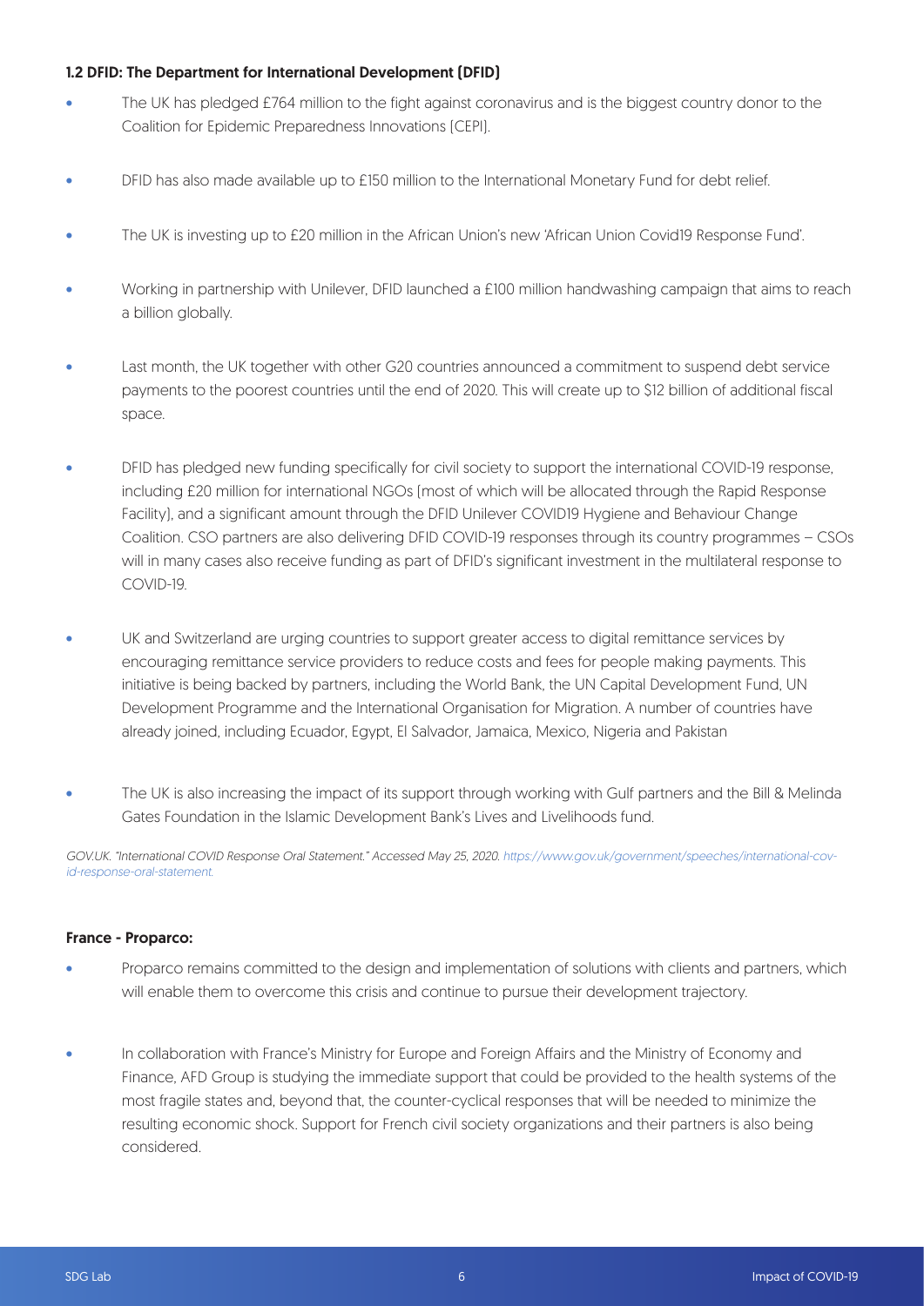### 1.2 DFID: The Department for International Development (DFID)

- The UK has pledged £764 million to the fight against coronavirus and is the biggest country donor to the Coalition for Epidemic Preparedness Innovations (CEPI).
- DFID has also made available up to £150 million to the International Monetary Fund for debt relief.
- The UK is investing up to £20 million in the African Union's new 'African Union Covid19 Response Fund'.
- Working in partnership with Unilever, DFID launched a £100 million handwashing campaign that aims to reach a billion globally.
- Last month, the UK together with other G20 countries announced a commitment to suspend debt service payments to the poorest countries until the end of 2020. This will create up to $12 billion of additional fiscal space.
- DFID has pledged new funding specifically for civil society to support the international COVID-19 response, including £20 million for international NGOs (most of which will be allocated through the Rapid Response Facility), and a significant amount through the DFID Unilever COVID19 Hygiene and Behaviour Change Coalition. CSO partners are also delivering DFID COVID-19 responses through its country programmes – CSOs will in many cases also receive funding as part of DFID's significant investment in the multilateral response to COVID-19.
- UK and Switzerland are urging countries to support greater access to digital remittance services by encouraging remittance service providers to reduce costs and fees for people making payments. This initiative is being backed by partners, including the World Bank, the UN Capital Development Fund, UN Development Programme and the International Organisation for Migration. A number of countries have already joined, including Ecuador, Egypt, El Salvador, Jamaica, Mexico, Nigeria and Pakistan
- The UK is also increasing the impact of its support through working with Gulf partners and the Bill & Melinda Gates Foundation in the Islamic Development Bank's Lives and Livelihoods fund.

*GOV.UK. "International COVID Response Oral Statement." Accessed May 25, 2020. https://www.gov.uk/government/speeches/international-covid-response-oral-statement.*

### France - Proparco:

- Proparco remains committed to the design and implementation of solutions with clients and partners, which will enable them to overcome this crisis and continue to pursue their development trajectory.
- In collaboration with France's Ministry for Europe and Foreign Affairs and the Ministry of Economy and Finance, AFD Group is studying the immediate support that could be provided to the health systems of the most fragile states and, beyond that, the counter-cyclical responses that will be needed to minimize the resulting economic shock. Support for French civil society organizations and their partners is also being considered.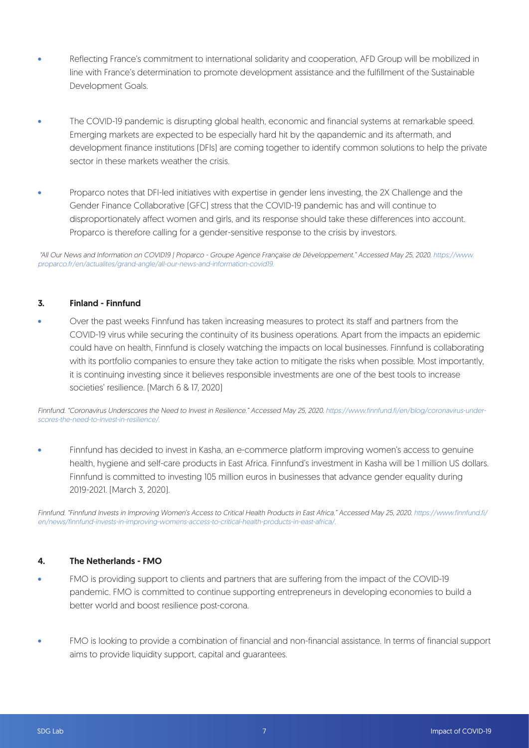- Reflecting France's commitment to international solidarity and cooperation, AFD Group will be mobilized in line with France's determination to promote development assistance and the fulfillment of the Sustainable Development Goals.

- The COVID-19 pandemic is disrupting global health, economic and financial systems at remarkable speed. Emerging markets are expected to be especially hard hit by the qapandemic and its aftermath, and development finance institutions (DFIs) are coming together to identify common solutions to help the private sector in these markets weather the crisis.

- Proparco notes that DFI-led initiatives with expertise in gender lens investing, the 2X Challenge and the Gender Finance Collaborative (GFC) stress that the COVID-19 pandemic has and will continue to disproportionately affect women and girls, and its response should take these differences into account. Proparco is therefore calling for a gender-sensitive response to the crisis by investors.

*"All Our News and Information on COVID19 | Proparco - Groupe Agence Française de Développement." Accessed May 25, 2020. https://www.proparco.fr/en/actualites/grand-angle/all-our-news-and-information-covid19.*

### 3. Finland - Finnfund

- Over the past weeks Finnfund has taken increasing measures to protect its staff and partners from the COVID-19 virus while securing the continuity of its business operations. Apart from the impacts an epidemic could have on health, Finnfund is closely watching the impacts on local businesses. Finnfund is collaborating with its portfolio companies to ensure they take action to mitigate the risks when possible. Most importantly, it is continuing investing since it believes responsible investments are one of the best tools to increase societies' resilience. (March 6 & 17, 2020)

*Finnfund. "Coronavirus Underscores the Need to Invest in Resilience." Accessed May 25, 2020. https://www.finnfund.fi/en/blog/coronavirus-underscores-the-need-to-invest-in-resilience/.*

- Finnfund has decided to invest in Kasha, an e-commerce platform improving women's access to genuine health, hygiene and self-care products in East Africa. Finnfund's investment in Kasha will be 1 million US dollars. Finnfund is committed to investing 105 million euros in businesses that advance gender equality during 2019-2021. (March 3, 2020).

*Finnfund. "Finnfund Invests in Improving Women's Access to Critical Health Products in East Africa." Accessed May 25, 2020. https://www.finnfund.fi/en/news/finnfund-invests-in-improving-womens-access-to-critical-health-products-in-east-africa/.*

### 4. The Netherlands - FMO

- FMO is providing support to clients and partners that are suffering from the impact of the COVID-19 pandemic. FMO is committed to continue supporting entrepreneurs in developing economies to build a better world and boost resilience post-corona.

- FMO is looking to provide a combination of financial and non-financial assistance. In terms of financial support aims to provide liquidity support, capital and guarantees.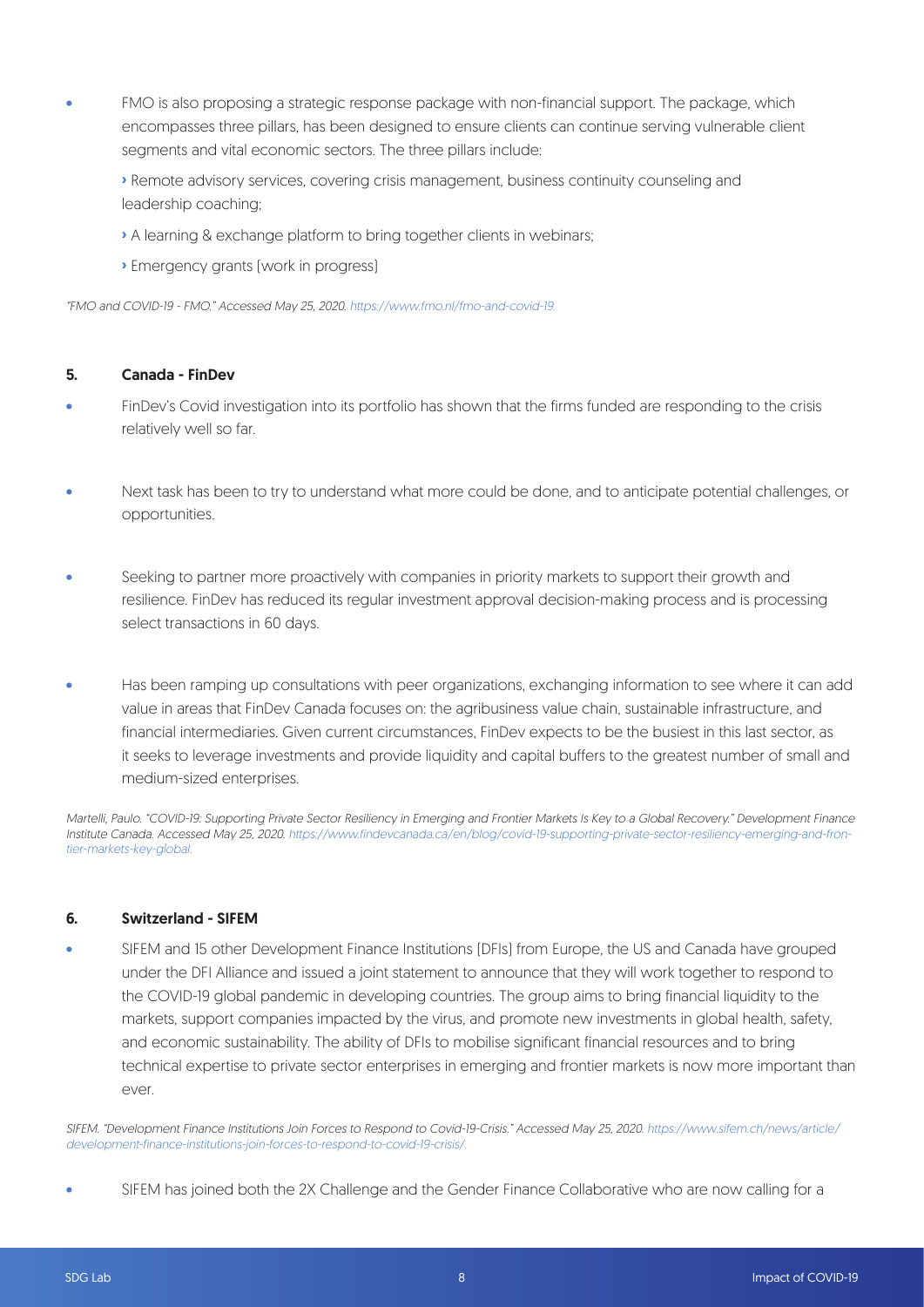- FMO is also proposing a strategic response package with non-financial support. The package, which encompasses three pillars, has been designed to ensure clients can continue serving vulnerable client segments and vital economic sectors. The three pillars include:

  › Remote advisory services, covering crisis management, business continuity counseling and leadership coaching;

  › A learning & exchange platform to bring together clients in webinars;

  › Emergency grants (work in progress)

*"FMO and COVID-19 - FMO." Accessed May 25, 2020. https://www.fmo.nl/fmo-and-covid-19.*

### 5. Canada - FinDev

- FinDev's Covid investigation into its portfolio has shown that the firms funded are responding to the crisis relatively well so far.

- Next task has been to try to understand what more could be done, and to anticipate potential challenges, or opportunities.

- Seeking to partner more proactively with companies in priority markets to support their growth and resilience. FinDev has reduced its regular investment approval decision-making process and is processing select transactions in 60 days.

- Has been ramping up consultations with peer organizations, exchanging information to see where it can add value in areas that FinDev Canada focuses on: the agribusiness value chain, sustainable infrastructure, and financial intermediaries. Given current circumstances, FinDev expects to be the busiest in this last sector, as it seeks to leverage investments and provide liquidity and capital buffers to the greatest number of small and medium-sized enterprises.

*Martelli, Paulo. "COVID-19: Supporting Private Sector Resiliency in Emerging and Frontier Markets Is Key to a Global Recovery." Development Finance Institute Canada. Accessed May 25, 2020. https://www.findevcanada.ca/en/blog/covid-19-supporting-private-sector-resiliency-emerging-and-frontier-markets-key-global.*

### 6. Switzerland - SIFEM

- SIFEM and 15 other Development Finance Institutions (DFIs) from Europe, the US and Canada have grouped under the DFI Alliance and issued a joint statement to announce that they will work together to respond to the COVID-19 global pandemic in developing countries. The group aims to bring financial liquidity to the markets, support companies impacted by the virus, and promote new investments in global health, safety, and economic sustainability. The ability of DFIs to mobilise significant financial resources and to bring technical expertise to private sector enterprises in emerging and frontier markets is now more important than ever.

*SIFEM. "Development Finance Institutions Join Forces to Respond to Covid-19-Crisis." Accessed May 25, 2020. https://www.sifem.ch/news/article/development-finance-institutions-join-forces-to-respond-to-covid-19-crisis/.*

- SIFEM has joined both the 2X Challenge and the Gender Finance Collaborative who are now calling for a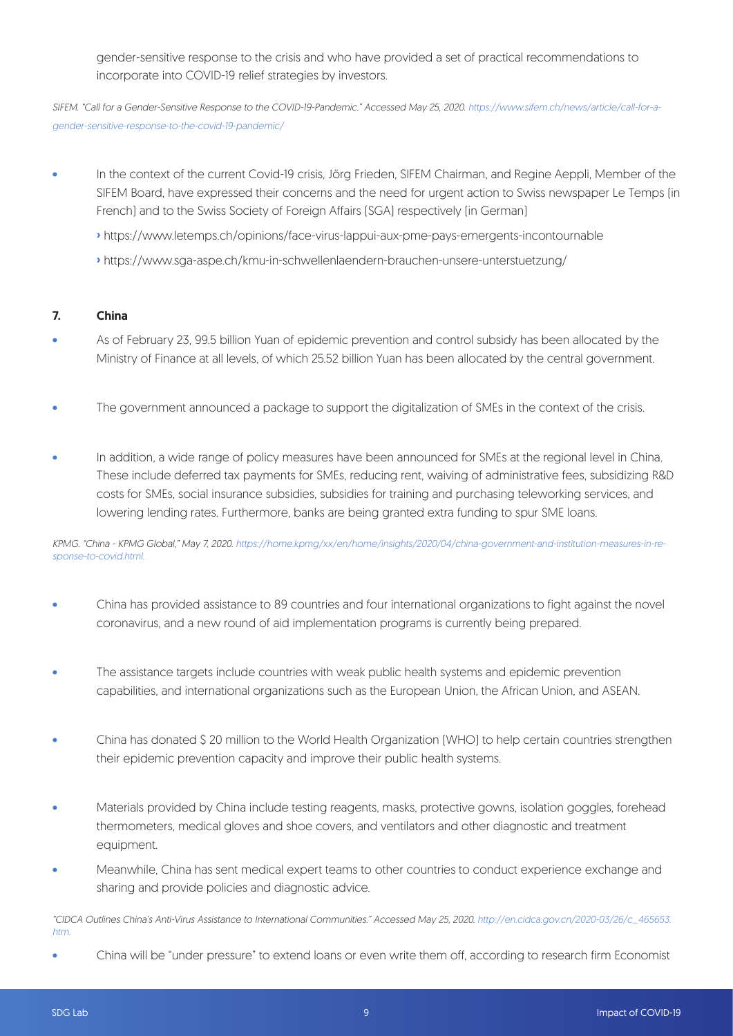gender-sensitive response to the crisis and who have provided a set of practical recommendations to incorporate into COVID-19 relief strategies by investors.

*SIFEM. "Call for a Gender-Sensitive Response to the COVID-19-Pandemic." Accessed May 25, 2020. https://www.sifem.ch/news/article/call-for-a-gender-sensitive-response-to-the-covid-19-pandemic/*

- In the context of the current Covid-19 crisis, Jörg Frieden, SIFEM Chairman, and Regine Aeppli, Member of the SIFEM Board, have expressed their concerns and the need for urgent action to Swiss newspaper Le Temps (in French) and to the Swiss Society of Foreign Affairs (SGA) respectively (in German)
  - https://www.letemps.ch/opinions/face-virus-lappui-aux-pme-pays-emergents-incontournable
  - https://www.sga-aspe.ch/kmu-in-schwellenlaendern-brauchen-unsere-unterstuetzung/

### 7. China

- As of February 23, 99.5 billion Yuan of epidemic prevention and control subsidy has been allocated by the Ministry of Finance at all levels, of which 25.52 billion Yuan has been allocated by the central government.
- The government announced a package to support the digitalization of SMEs in the context of the crisis.
- In addition, a wide range of policy measures have been announced for SMEs at the regional level in China. These include deferred tax payments for SMEs, reducing rent, waiving of administrative fees, subsidizing R&D costs for SMEs, social insurance subsidies, subsidies for training and purchasing teleworking services, and lowering lending rates. Furthermore, banks are being granted extra funding to spur SME loans.

*KPMG. "China - KPMG Global," May 7, 2020. https://home.kpmg/xx/en/home/insights/2020/04/china-government-and-institution-measures-in-response-to-covid.html.*

- China has provided assistance to 89 countries and four international organizations to fight against the novel coronavirus, and a new round of aid implementation programs is currently being prepared.
- The assistance targets include countries with weak public health systems and epidemic prevention capabilities, and international organizations such as the European Union, the African Union, and ASEAN.
- China has donated $ 20 million to the World Health Organization (WHO) to help certain countries strengthen their epidemic prevention capacity and improve their public health systems.
- Materials provided by China include testing reagents, masks, protective gowns, isolation goggles, forehead thermometers, medical gloves and shoe covers, and ventilators and other diagnostic and treatment equipment.
- Meanwhile, China has sent medical expert teams to other countries to conduct experience exchange and sharing and provide policies and diagnostic advice.

*"CIDCA Outlines China's Anti-Virus Assistance to International Communities." Accessed May 25, 2020. http://en.cidca.gov.cn/2020-03/26/c_465653.htm.*

- China will be "under pressure" to extend loans or even write them off, according to research firm Economist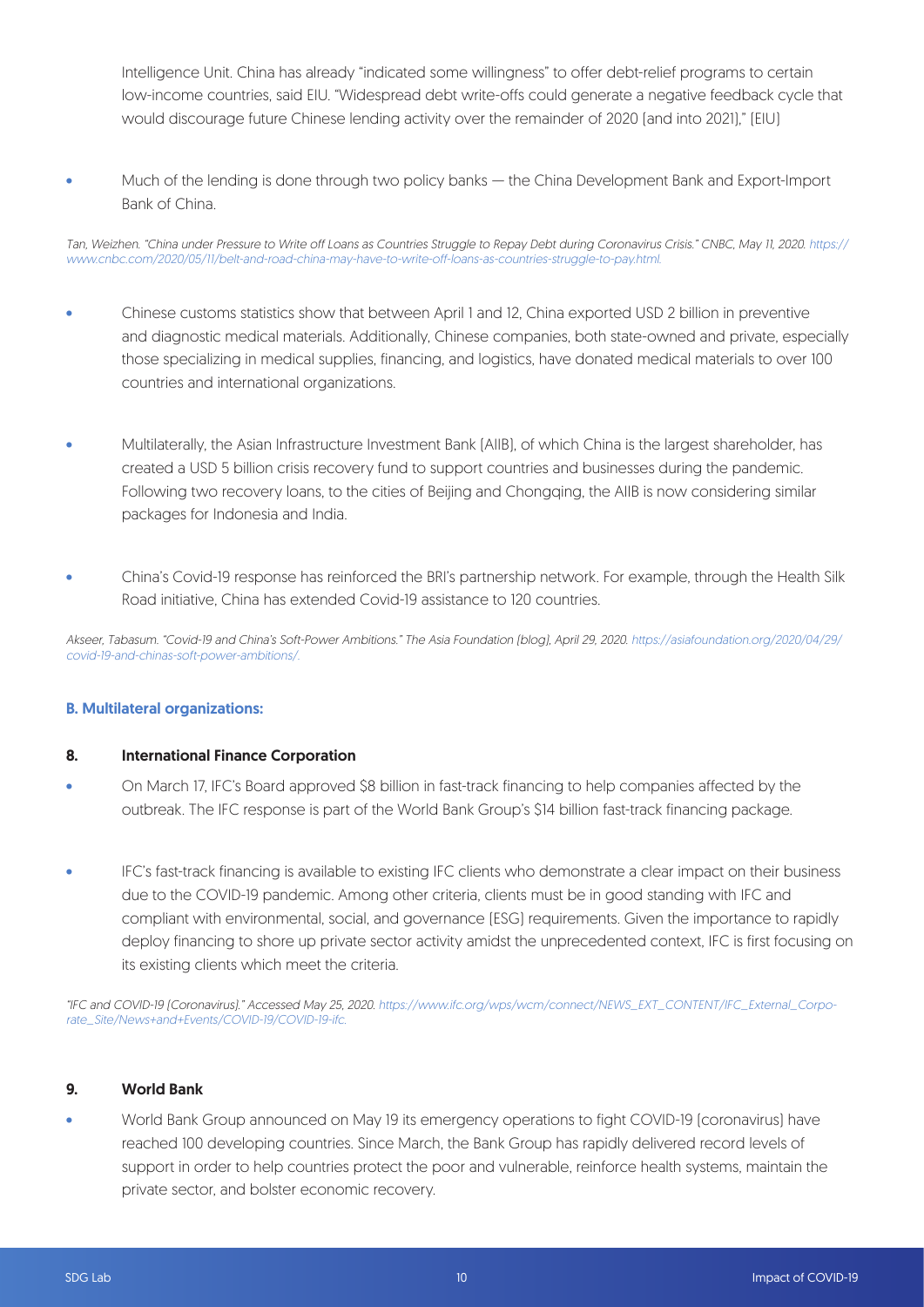Intelligence Unit. China has already "indicated some willingness" to offer debt-relief programs to certain low-income countries, said EIU. "Widespread debt write-offs could generate a negative feedback cycle that would discourage future Chinese lending activity over the remainder of 2020 [and into 2021]," (EIU)

- Much of the lending is done through two policy banks — the China Development Bank and Export-Import Bank of China.

*Tan, Weizhen. "China under Pressure to Write off Loans as Countries Struggle to Repay Debt during Coronavirus Crisis." CNBC, May 11, 2020. https://www.cnbc.com/2020/05/11/belt-and-road-china-may-have-to-write-off-loans-as-countries-struggle-to-pay.html.*

- Chinese customs statistics show that between April 1 and 12, China exported USD 2 billion in preventive and diagnostic medical materials. Additionally, Chinese companies, both state-owned and private, especially those specializing in medical supplies, financing, and logistics, have donated medical materials to over 100 countries and international organizations.

- Multilaterally, the Asian Infrastructure Investment Bank (AIIB), of which China is the largest shareholder, has created a USD 5 billion crisis recovery fund to support countries and businesses during the pandemic. Following two recovery loans, to the cities of Beijing and Chongqing, the AIIB is now considering similar packages for Indonesia and India.

- China's Covid-19 response has reinforced the BRI's partnership network. For example, through the Health Silk Road initiative, China has extended Covid-19 assistance to 120 countries.

*Akseer, Tabasum. "Covid-19 and China's Soft-Power Ambitions." The Asia Foundation (blog), April 29, 2020. https://asiafoundation.org/2020/04/29/covid-19-and-chinas-soft-power-ambitions/.*

### B. Multilateral organizations:

#### 8. International Finance Corporation

- On March 17, IFC's Board approved $8 billion in fast-track financing to help companies affected by the outbreak. The IFC response is part of the World Bank Group's $14 billion fast-track financing package.

- IFC's fast-track financing is available to existing IFC clients who demonstrate a clear impact on their business due to the COVID-19 pandemic. Among other criteria, clients must be in good standing with IFC and compliant with environmental, social, and governance (ESG) requirements. Given the importance to rapidly deploy financing to shore up private sector activity amidst the unprecedented context, IFC is first focusing on its existing clients which meet the criteria.

*"IFC and COVID-19 (Coronavirus)." Accessed May 25, 2020. https://www.ifc.org/wps/wcm/connect/NEWS_EXT_CONTENT/IFC_External_Corporate_Site/News+and+Events/COVID-19/COVID-19-ifc.*

#### 9. World Bank

- World Bank Group announced on May 19 its emergency operations to fight COVID-19 (coronavirus) have reached 100 developing countries. Since March, the Bank Group has rapidly delivered record levels of support in order to help countries protect the poor and vulnerable, reinforce health systems, maintain the private sector, and bolster economic recovery.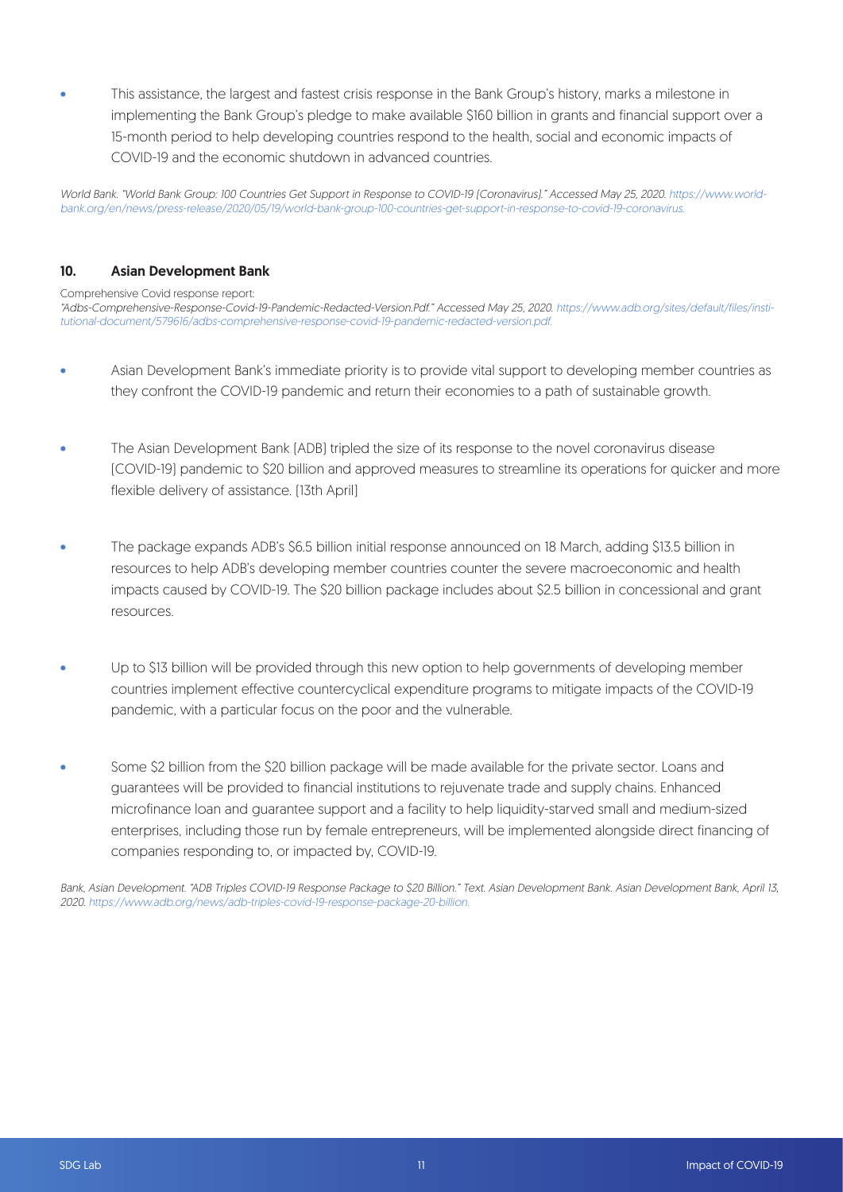- This assistance, the largest and fastest crisis response in the Bank Group's history, marks a milestone in implementing the Bank Group's pledge to make available $160 billion in grants and financial support over a 15-month period to help developing countries respond to the health, social and economic impacts of COVID-19 and the economic shutdown in advanced countries.

*World Bank. "World Bank Group: 100 Countries Get Support in Response to COVID-19 (Coronavirus)." Accessed May 25, 2020. https://www.worldbank.org/en/news/press-release/2020/05/19/world-bank-group-100-countries-get-support-in-response-to-covid-19-coronavirus.*

## 10. Asian Development Bank

Comprehensive Covid response report:
*"Adbs-Comprehensive-Response-Covid-19-Pandemic-Redacted-Version.Pdf." Accessed May 25, 2020. https://www.adb.org/sites/default/files/institutional-document/579616/adbs-comprehensive-response-covid-19-pandemic-redacted-version.pdf.*

- Asian Development Bank's immediate priority is to provide vital support to developing member countries as they confront the COVID-19 pandemic and return their economies to a path of sustainable growth.
- The Asian Development Bank (ADB) tripled the size of its response to the novel coronavirus disease (COVID-19) pandemic to $20 billion and approved measures to streamline its operations for quicker and more flexible delivery of assistance. (13th April)
- The package expands ADB's $6.5 billion initial response announced on 18 March, adding $13.5 billion in resources to help ADB's developing member countries counter the severe macroeconomic and health impacts caused by COVID-19. The $20 billion package includes about $2.5 billion in concessional and grant resources.
- Up to $13 billion will be provided through this new option to help governments of developing member countries implement effective countercyclical expenditure programs to mitigate impacts of the COVID-19 pandemic, with a particular focus on the poor and the vulnerable.
- Some $2 billion from the $20 billion package will be made available for the private sector. Loans and guarantees will be provided to financial institutions to rejuvenate trade and supply chains. Enhanced microfinance loan and guarantee support and a facility to help liquidity-starved small and medium-sized enterprises, including those run by female entrepreneurs, will be implemented alongside direct financing of companies responding to, or impacted by, COVID-19.

*Bank, Asian Development. "ADB Triples COVID-19 Response Package to $20 Billion." Text. Asian Development Bank. Asian Development Bank, April 13, 2020. https://www.adb.org/news/adb-triples-covid-19-response-package-20-billion.*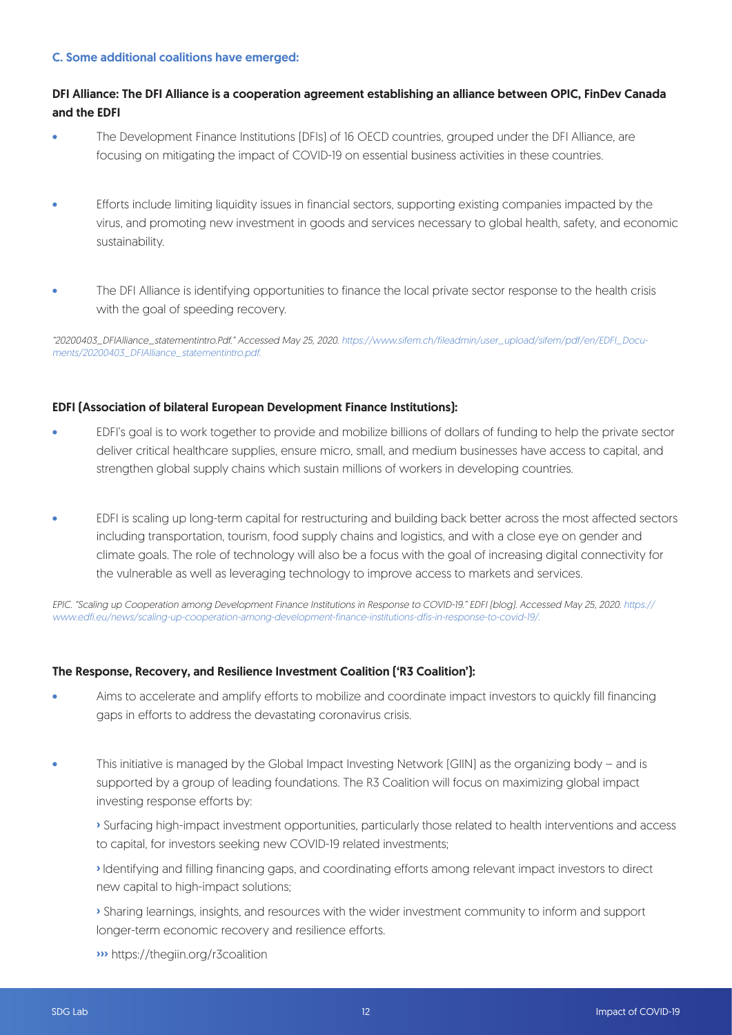### C. Some additional coalitions have emerged:

**DFI Alliance: The DFI Alliance is a cooperation agreement establishing an alliance between OPIC, FinDev Canada and the EDFI**

- The Development Finance Institutions (DFIs) of 16 OECD countries, grouped under the DFI Alliance, are focusing on mitigating the impact of COVID-19 on essential business activities in these countries.
- Efforts include limiting liquidity issues in financial sectors, supporting existing companies impacted by the virus, and promoting new investment in goods and services necessary to global health, safety, and economic sustainability.
- The DFI Alliance is identifying opportunities to finance the local private sector response to the health crisis with the goal of speeding recovery.

*"20200403_DFIAlliance_statementintro.Pdf." Accessed May 25, 2020. https://www.sifem.ch/fileadmin/user_upload/sifem/pdf/en/EDFI_Documents/20200403_DFIAlliance_statementintro.pdf.*

**EDFI (Association of bilateral European Development Finance Institutions):**

- EDFI's goal is to work together to provide and mobilize billions of dollars of funding to help the private sector deliver critical healthcare supplies, ensure micro, small, and medium businesses have access to capital, and strengthen global supply chains which sustain millions of workers in developing countries.
- EDFI is scaling up long-term capital for restructuring and building back better across the most affected sectors including transportation, tourism, food supply chains and logistics, and with a close eye on gender and climate goals. The role of technology will also be a focus with the goal of increasing digital connectivity for the vulnerable as well as leveraging technology to improve access to markets and services.

*EPIC. "Scaling up Cooperation among Development Finance Institutions in Response to COVID-19." EDFI (blog). Accessed May 25, 2020. https://www.edfi.eu/news/scaling-up-cooperation-among-development-finance-institutions-dfis-in-response-to-covid-19/.*

**The Response, Recovery, and Resilience Investment Coalition ('R3 Coalition'):**

- Aims to accelerate and amplify efforts to mobilize and coordinate impact investors to quickly fill financing gaps in efforts to address the devastating coronavirus crisis.
- This initiative is managed by the Global Impact Investing Network (GIIN) as the organizing body – and is supported by a group of leading foundations. The R3 Coalition will focus on maximizing global impact investing response efforts by:

  › Surfacing high-impact investment opportunities, particularly those related to health interventions and access to capital, for investors seeking new COVID-19 related investments;

  › Identifying and filling financing gaps, and coordinating efforts among relevant impact investors to direct new capital to high-impact solutions;

  › Sharing learnings, insights, and resources with the wider investment community to inform and support longer-term economic recovery and resilience efforts.

  ››› https://thegiin.org/r3coalition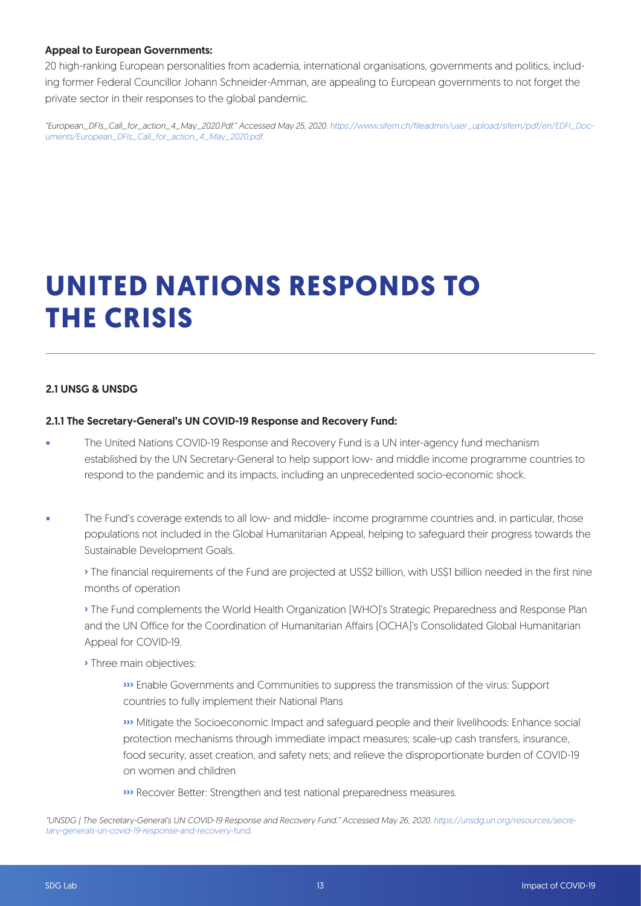**Appeal to European Governments:**

20 high-ranking European personalities from academia, international organisations, governments and politics, including former Federal Councillor Johann Schneider-Amman, are appealing to European governments to not forget the private sector in their responses to the global pandemic.

*"European_DFIs_Call_for_action_4_May_2020.Pdf." Accessed May 25, 2020. https://www.sifem.ch/fileadmin/user_upload/sifem/pdf/en/EDFI_Documents/European_DFIs_Call_for_action_4_May_2020.pdf.*

# UNITED NATIONS RESPONDS TO THE CRISIS

### 2.1 UNSG & UNSDG

#### 2.1.1 The Secretary-General's UN COVID-19 Response and Recovery Fund:

- The United Nations COVID-19 Response and Recovery Fund is a UN inter-agency fund mechanism established by the UN Secretary-General to help support low- and middle income programme countries to respond to the pandemic and its impacts, including an unprecedented socio-economic shock.
- The Fund's coverage extends to all low- and middle- income programme countries and, in particular, those populations not included in the Global Humanitarian Appeal, helping to safeguard their progress towards the Sustainable Development Goals.
  - The financial requirements of the Fund are projected at US$2 billion, with US$1 billion needed in the first nine months of operation
  - The Fund complements the World Health Organization (WHO)'s Strategic Preparedness and Response Plan and the UN Office for the Coordination of Humanitarian Affairs (OCHA)'s Consolidated Global Humanitarian Appeal for COVID-19.
  - Three main objectives:
    - Enable Governments and Communities to suppress the transmission of the virus: Support countries to fully implement their National Plans
    - Mitigate the Socioeconomic Impact and safeguard people and their livelihoods: Enhance social protection mechanisms through immediate impact measures; scale-up cash transfers, insurance, food security, asset creation, and safety nets; and relieve the disproportionate burden of COVID-19 on women and children
    - Recover Better: Strengthen and test national preparedness measures.

*"UNSDG | The Secretary-General's UN COVID-19 Response and Recovery Fund." Accessed May 26, 2020. https://unsdg.un.org/resources/secretary-generals-un-covid-19-response-and-recovery-fund.*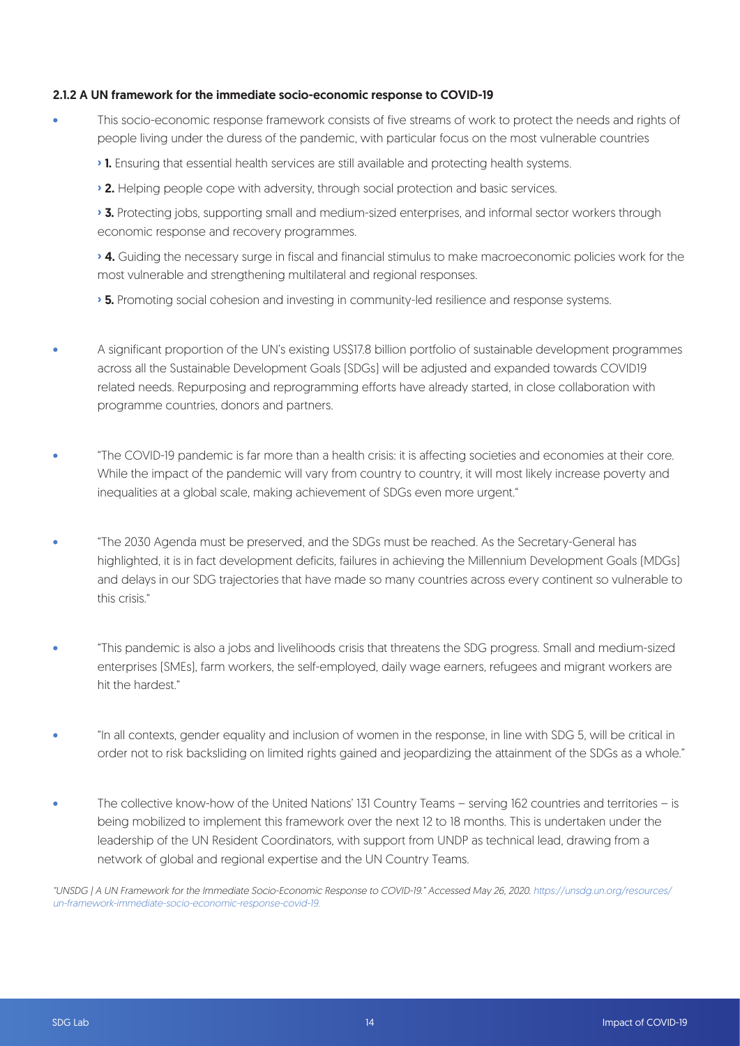### 2.1.2 A UN framework for the immediate socio-economic response to COVID-19

- This socio-economic response framework consists of five streams of work to protect the needs and rights of people living under the duress of the pandemic, with particular focus on the most vulnerable countries
  - › **1.** Ensuring that essential health services are still available and protecting health systems.
  - › **2.** Helping people cope with adversity, through social protection and basic services.
  - › **3.** Protecting jobs, supporting small and medium-sized enterprises, and informal sector workers through economic response and recovery programmes.
  - › **4.** Guiding the necessary surge in fiscal and financial stimulus to make macroeconomic policies work for the most vulnerable and strengthening multilateral and regional responses.
  - › **5.** Promoting social cohesion and investing in community-led resilience and response systems.

- A significant proportion of the UN's existing US$17.8 billion portfolio of sustainable development programmes across all the Sustainable Development Goals (SDGs) will be adjusted and expanded towards COVID19 related needs. Repurposing and reprogramming efforts have already started, in close collaboration with programme countries, donors and partners.

- "The COVID-19 pandemic is far more than a health crisis: it is affecting societies and economies at their core. While the impact of the pandemic will vary from country to country, it will most likely increase poverty and inequalities at a global scale, making achievement of SDGs even more urgent."

- "The 2030 Agenda must be preserved, and the SDGs must be reached. As the Secretary-General has highlighted, it is in fact development deficits, failures in achieving the Millennium Development Goals (MDGs) and delays in our SDG trajectories that have made so many countries across every continent so vulnerable to this crisis."

- "This pandemic is also a jobs and livelihoods crisis that threatens the SDG progress. Small and medium-sized enterprises (SMEs), farm workers, the self-employed, daily wage earners, refugees and migrant workers are hit the hardest."

- "In all contexts, gender equality and inclusion of women in the response, in line with SDG 5, will be critical in order not to risk backsliding on limited rights gained and jeopardizing the attainment of the SDGs as a whole."

- The collective know-how of the United Nations' 131 Country Teams – serving 162 countries and territories – is being mobilized to implement this framework over the next 12 to 18 months. This is undertaken under the leadership of the UN Resident Coordinators, with support from UNDP as technical lead, drawing from a network of global and regional expertise and the UN Country Teams.

*"UNSDG | A UN Framework for the Immediate Socio-Economic Response to COVID-19." Accessed May 26, 2020. https://unsdg.un.org/resources/un-framework-immediate-socio-economic-response-covid-19.*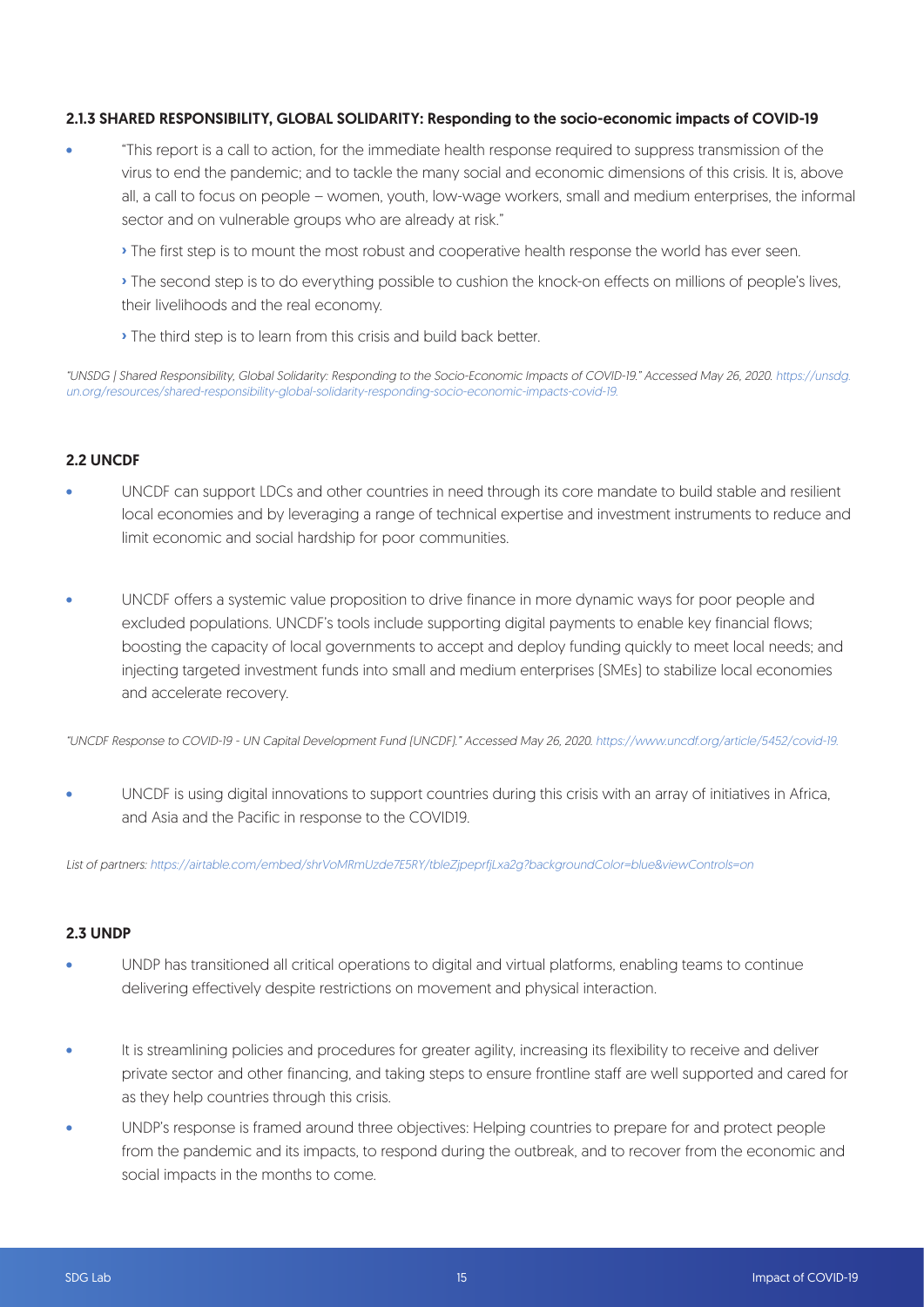### 2.1.3 SHARED RESPONSIBILITY, GLOBAL SOLIDARITY: Responding to the socio-economic impacts of COVID-19

- "This report is a call to action, for the immediate health response required to suppress transmission of the virus to end the pandemic; and to tackle the many social and economic dimensions of this crisis. It is, above all, a call to focus on people – women, youth, low-wage workers, small and medium enterprises, the informal sector and on vulnerable groups who are already at risk."

  › The first step is to mount the most robust and cooperative health response the world has ever seen.

  › The second step is to do everything possible to cushion the knock-on effects on millions of people's lives, their livelihoods and the real economy.

  › The third step is to learn from this crisis and build back better.

*"UNSDG | Shared Responsibility, Global Solidarity: Responding to the Socio-Economic Impacts of COVID-19." Accessed May 26, 2020. https://unsdg.un.org/resources/shared-responsibility-global-solidarity-responding-socio-economic-impacts-covid-19.*

### 2.2 UNCDF

- UNCDF can support LDCs and other countries in need through its core mandate to build stable and resilient local economies and by leveraging a range of technical expertise and investment instruments to reduce and limit economic and social hardship for poor communities.

- UNCDF offers a systemic value proposition to drive finance in more dynamic ways for poor people and excluded populations. UNCDF's tools include supporting digital payments to enable key financial flows; boosting the capacity of local governments to accept and deploy funding quickly to meet local needs; and injecting targeted investment funds into small and medium enterprises (SMEs) to stabilize local economies and accelerate recovery.

*"UNCDF Response to COVID-19 - UN Capital Development Fund (UNCDF)." Accessed May 26, 2020. https://www.uncdf.org/article/5452/covid-19.*

- UNCDF is using digital innovations to support countries during this crisis with an array of initiatives in Africa, and Asia and the Pacific in response to the COVID19.

*List of partners: https://airtable.com/embed/shrVoMRmUzde7E5RY/tbleZjpeprfjLxa2g?backgroundColor=blue&viewControls=on*

### 2.3 UNDP

- UNDP has transitioned all critical operations to digital and virtual platforms, enabling teams to continue delivering effectively despite restrictions on movement and physical interaction.

- It is streamlining policies and procedures for greater agility, increasing its flexibility to receive and deliver private sector and other financing, and taking steps to ensure frontline staff are well supported and cared for as they help countries through this crisis.

- UNDP's response is framed around three objectives: Helping countries to prepare for and protect people from the pandemic and its impacts, to respond during the outbreak, and to recover from the economic and social impacts in the months to come.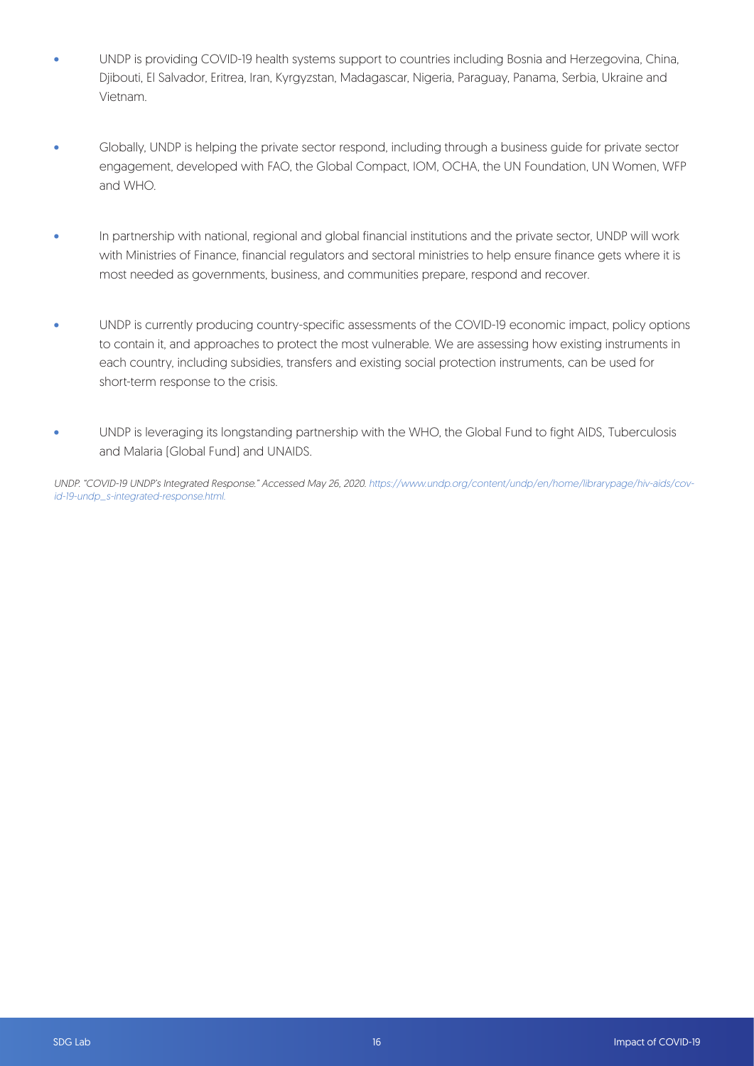- UNDP is providing COVID-19 health systems support to countries including Bosnia and Herzegovina, China, Djibouti, El Salvador, Eritrea, Iran, Kyrgyzstan, Madagascar, Nigeria, Paraguay, Panama, Serbia, Ukraine and Vietnam.

- Globally, UNDP is helping the private sector respond, including through a business guide for private sector engagement, developed with FAO, the Global Compact, IOM, OCHA, the UN Foundation, UN Women, WFP and WHO.

- In partnership with national, regional and global financial institutions and the private sector, UNDP will work with Ministries of Finance, financial regulators and sectoral ministries to help ensure finance gets where it is most needed as governments, business, and communities prepare, respond and recover.

- UNDP is currently producing country-specific assessments of the COVID-19 economic impact, policy options to contain it, and approaches to protect the most vulnerable. We are assessing how existing instruments in each country, including subsidies, transfers and existing social protection instruments, can be used for short-term response to the crisis.

- UNDP is leveraging its longstanding partnership with the WHO, the Global Fund to fight AIDS, Tuberculosis and Malaria (Global Fund) and UNAIDS.

*UNDP. "COVID-19 UNDP's Integrated Response." Accessed May 26, 2020. https://www.undp.org/content/undp/en/home/librarypage/hiv-aids/covid-19-undp_s-integrated-response.html.*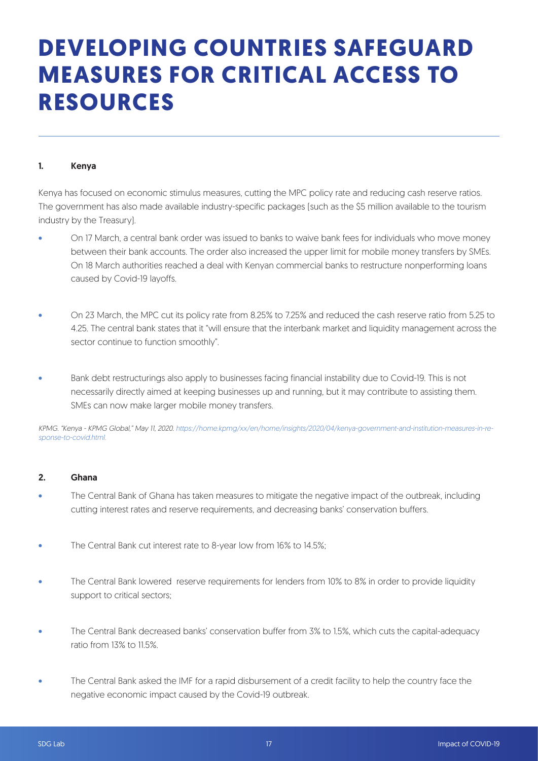# DEVELOPING COUNTRIES SAFEGUARD MEASURES FOR CRITICAL ACCESS TO RESOURCES

## 1. Kenya

Kenya has focused on economic stimulus measures, cutting the MPC policy rate and reducing cash reserve ratios. The government has also made available industry-specific packages (such as the $5 million available to the tourism industry by the Treasury).

- On 17 March, a central bank order was issued to banks to waive bank fees for individuals who move money between their bank accounts. The order also increased the upper limit for mobile money transfers by SMEs. On 18 March authorities reached a deal with Kenyan commercial banks to restructure nonperforming loans caused by Covid-19 layoffs.

- On 23 March, the MPC cut its policy rate from 8.25% to 7.25% and reduced the cash reserve ratio from 5.25 to 4.25. The central bank states that it "will ensure that the interbank market and liquidity management across the sector continue to function smoothly".

- Bank debt restructurings also apply to businesses facing financial instability due to Covid-19. This is not necessarily directly aimed at keeping businesses up and running, but it may contribute to assisting them. SMEs can now make larger mobile money transfers.

*KPMG. "Kenya - KPMG Global," May 11, 2020. https://home.kpmg/xx/en/home/insights/2020/04/kenya-government-and-institution-measures-in-response-to-covid.html.*

## 2. Ghana

- The Central Bank of Ghana has taken measures to mitigate the negative impact of the outbreak, including cutting interest rates and reserve requirements, and decreasing banks' conservation buffers.

- The Central Bank cut interest rate to 8-year low from 16% to 14.5%;

- The Central Bank lowered reserve requirements for lenders from 10% to 8% in order to provide liquidity support to critical sectors;

- The Central Bank decreased banks' conservation buffer from 3% to 1.5%, which cuts the capital-adequacy ratio from 13% to 11.5%.

- The Central Bank asked the IMF for a rapid disbursement of a credit facility to help the country face the negative economic impact caused by the Covid-19 outbreak.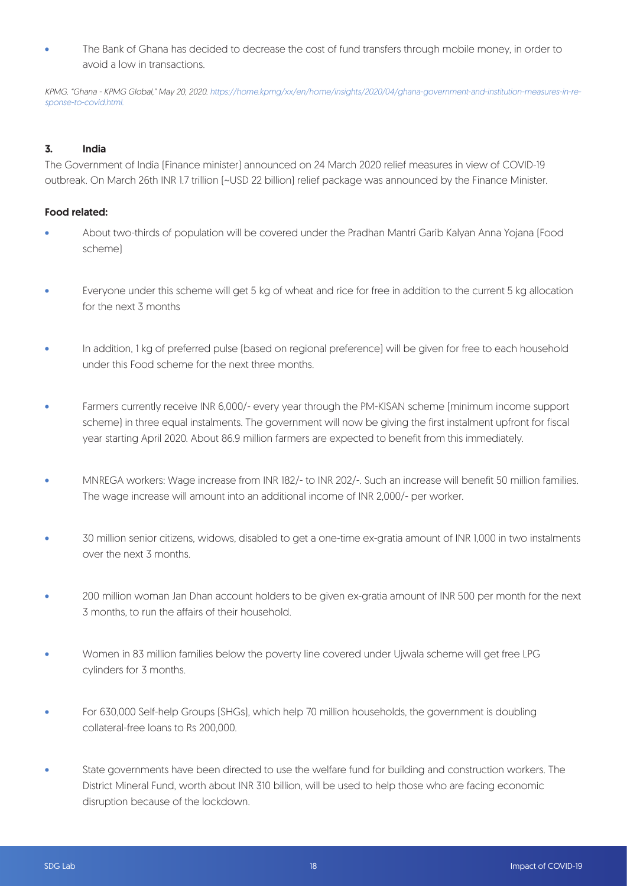- The Bank of Ghana has decided to decrease the cost of fund transfers through mobile money, in order to avoid a low in transactions.

*KPMG. "Ghana - KPMG Global," May 20, 2020. https://home.kpmg/xx/en/home/insights/2020/04/ghana-government-and-institution-measures-in-response-to-covid.html.*

### 3. India

The Government of India (Finance minister) announced on 24 March 2020 relief measures in view of COVID-19 outbreak. On March 26th INR 1.7 trillion (~USD 22 billion) relief package was announced by the Finance Minister.

**Food related:**

- About two-thirds of population will be covered under the Pradhan Mantri Garib Kalyan Anna Yojana (Food scheme)
- Everyone under this scheme will get 5 kg of wheat and rice for free in addition to the current 5 kg allocation for the next 3 months
- In addition, 1 kg of preferred pulse (based on regional preference) will be given for free to each household under this Food scheme for the next three months.
- Farmers currently receive INR 6,000/- every year through the PM-KISAN scheme (minimum income support scheme) in three equal instalments. The government will now be giving the first instalment upfront for fiscal year starting April 2020. About 86.9 million farmers are expected to benefit from this immediately.
- MNREGA workers: Wage increase from INR 182/- to INR 202/-. Such an increase will benefit 50 million families. The wage increase will amount into an additional income of INR 2,000/- per worker.
- 30 million senior citizens, widows, disabled to get a one-time ex-gratia amount of INR 1,000 in two instalments over the next 3 months.
- 200 million woman Jan Dhan account holders to be given ex-gratia amount of INR 500 per month for the next 3 months, to run the affairs of their household.
- Women in 83 million families below the poverty line covered under Ujwala scheme will get free LPG cylinders for 3 months.
- For 630,000 Self-help Groups (SHGs), which help 70 million households, the government is doubling collateral-free loans to Rs 200,000.
- State governments have been directed to use the welfare fund for building and construction workers. The District Mineral Fund, worth about INR 310 billion, will be used to help those who are facing economic disruption because of the lockdown.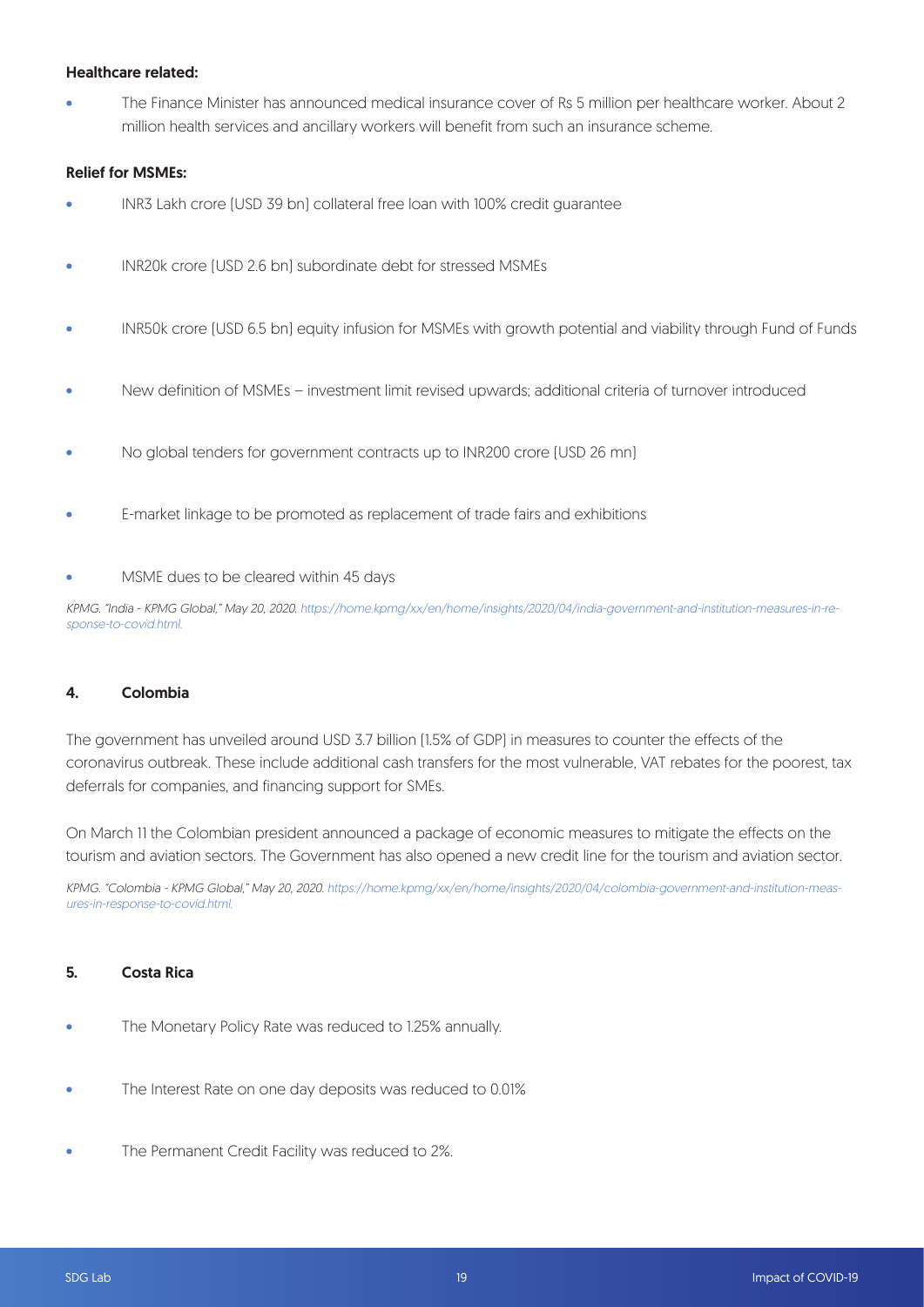**Healthcare related:**

- The Finance Minister has announced medical insurance cover of Rs 5 million per healthcare worker. About 2 million health services and ancillary workers will benefit from such an insurance scheme.

**Relief for MSMEs:**

- INR3 Lakh crore (USD 39 bn) collateral free loan with 100% credit guarantee
- INR20k crore (USD 2.6 bn) subordinate debt for stressed MSMEs
- INR50k crore (USD 6.5 bn) equity infusion for MSMEs with growth potential and viability through Fund of Funds
- New definition of MSMEs – investment limit revised upwards; additional criteria of turnover introduced
- No global tenders for government contracts up to INR200 crore (USD 26 mn)
- E-market linkage to be promoted as replacement of trade fairs and exhibitions
- MSME dues to be cleared within 45 days

*KPMG. "India - KPMG Global," May 20, 2020. https://home.kpmg/xx/en/home/insights/2020/04/india-government-and-institution-measures-in-response-to-covid.html.*

## 4. Colombia

The government has unveiled around USD 3.7 billion (1.5% of GDP) in measures to counter the effects of the coronavirus outbreak. These include additional cash transfers for the most vulnerable, VAT rebates for the poorest, tax deferrals for companies, and financing support for SMEs.

On March 11 the Colombian president announced a package of economic measures to mitigate the effects on the tourism and aviation sectors. The Government has also opened a new credit line for the tourism and aviation sector.

*KPMG. "Colombia - KPMG Global," May 20, 2020. https://home.kpmg/xx/en/home/insights/2020/04/colombia-government-and-institution-measures-in-response-to-covid.html.*

## 5. Costa Rica

- The Monetary Policy Rate was reduced to 1.25% annually.
- The Interest Rate on one day deposits was reduced to 0.01%
- The Permanent Credit Facility was reduced to 2%.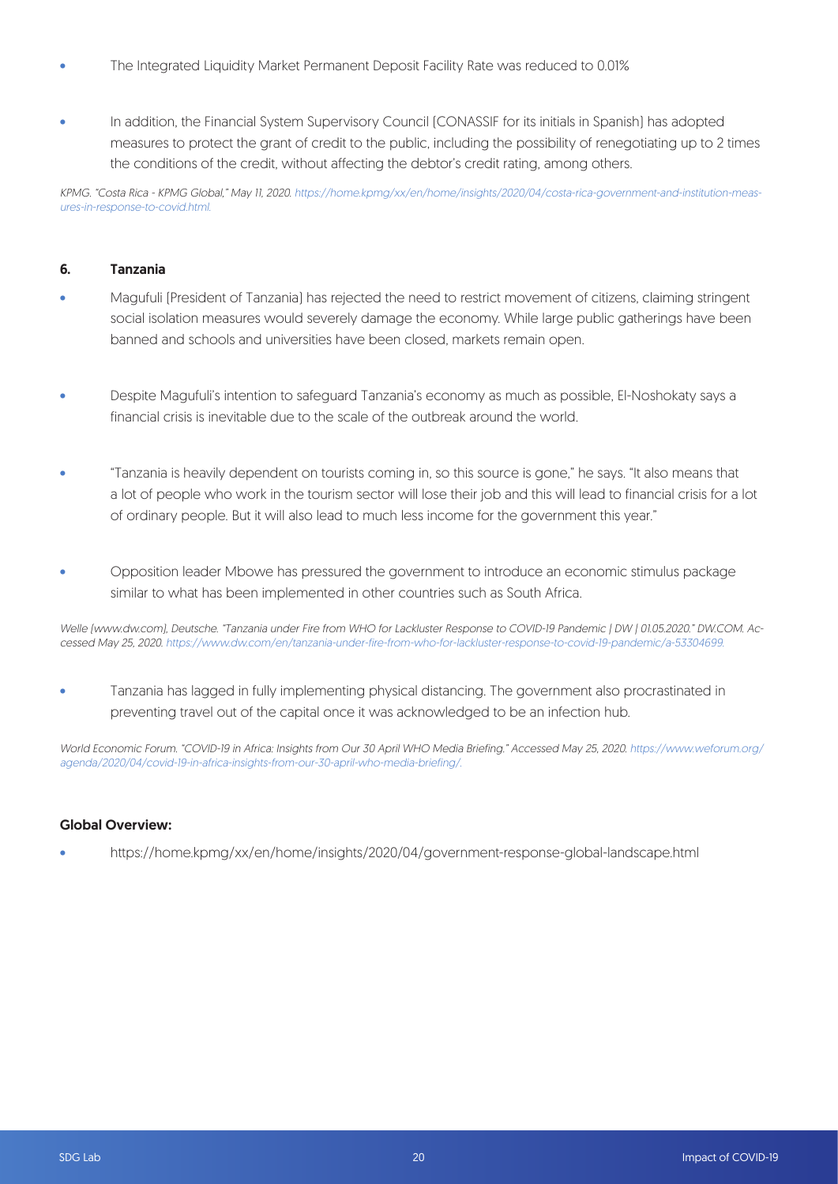- The Integrated Liquidity Market Permanent Deposit Facility Rate was reduced to 0.01%
- In addition, the Financial System Supervisory Council (CONASSIF for its initials in Spanish) has adopted measures to protect the grant of credit to the public, including the possibility of renegotiating up to 2 times the conditions of the credit, without affecting the debtor's credit rating, among others.

*KPMG. "Costa Rica - KPMG Global," May 11, 2020. https://home.kpmg/xx/en/home/insights/2020/04/costa-rica-government-and-institution-measures-in-response-to-covid.html.*

### 6. Tanzania

- Magufuli (President of Tanzania) has rejected the need to restrict movement of citizens, claiming stringent social isolation measures would severely damage the economy. While large public gatherings have been banned and schools and universities have been closed, markets remain open.
- Despite Magufuli's intention to safeguard Tanzania's economy as much as possible, El-Noshokaty says a financial crisis is inevitable due to the scale of the outbreak around the world.
- "Tanzania is heavily dependent on tourists coming in, so this source is gone," he says. "It also means that a lot of people who work in the tourism sector will lose their job and this will lead to financial crisis for a lot of ordinary people. But it will also lead to much less income for the government this year."
- Opposition leader Mbowe has pressured the government to introduce an economic stimulus package similar to what has been implemented in other countries such as South Africa.

*Welle (www.dw.com), Deutsche. "Tanzania under Fire from WHO for Lackluster Response to COVID-19 Pandemic | DW | 01.05.2020." DW.COM. Accessed May 25, 2020. https://www.dw.com/en/tanzania-under-fire-from-who-for-lackluster-response-to-covid-19-pandemic/a-53304699.*

- Tanzania has lagged in fully implementing physical distancing. The government also procrastinated in preventing travel out of the capital once it was acknowledged to be an infection hub.

*World Economic Forum. "COVID-19 in Africa: Insights from Our 30 April WHO Media Briefing." Accessed May 25, 2020. https://www.weforum.org/agenda/2020/04/covid-19-in-africa-insights-from-our-30-april-who-media-briefing/.*

**Global Overview:**

- https://home.kpmg/xx/en/home/insights/2020/04/government-response-global-landscape.html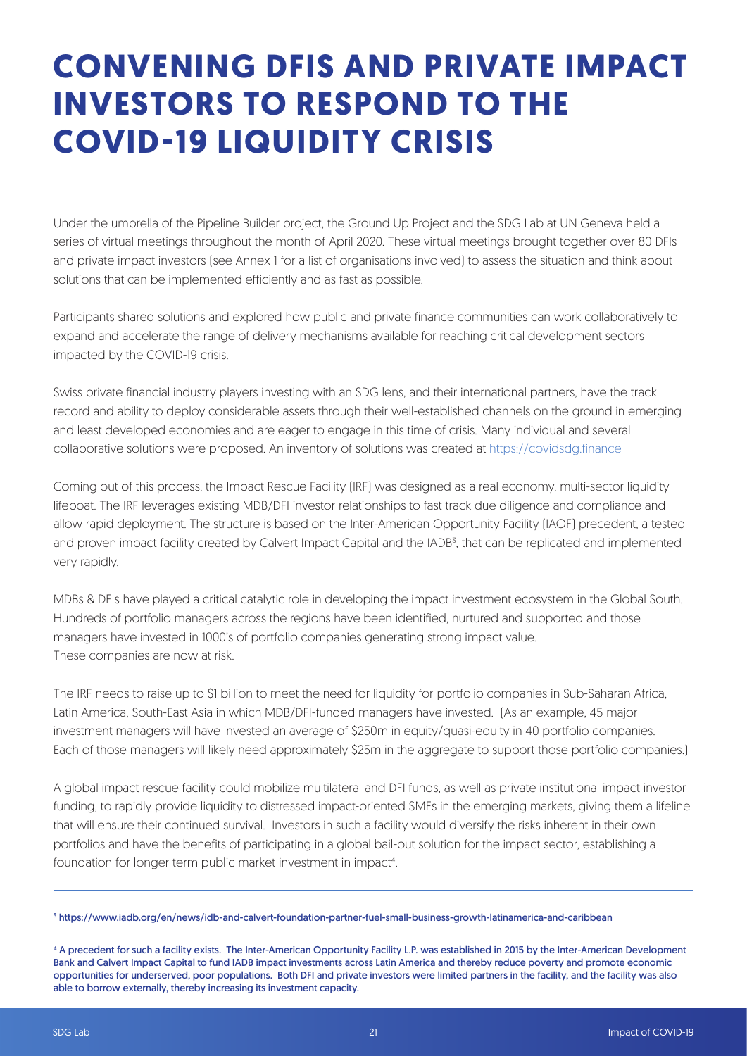# CONVENING DFIS AND PRIVATE IMPACT INVESTORS TO RESPOND TO THE COVID-19 LIQUIDITY CRISIS

Under the umbrella of the Pipeline Builder project, the Ground Up Project and the SDG Lab at UN Geneva held a series of virtual meetings throughout the month of April 2020. These virtual meetings brought together over 80 DFIs and private impact investors (see Annex 1 for a list of organisations involved) to assess the situation and think about solutions that can be implemented efficiently and as fast as possible.

Participants shared solutions and explored how public and private finance communities can work collaboratively to expand and accelerate the range of delivery mechanisms available for reaching critical development sectors impacted by the COVID-19 crisis.

Swiss private financial industry players investing with an SDG lens, and their international partners, have the track record and ability to deploy considerable assets through their well-established channels on the ground in emerging and least developed economies and are eager to engage in this time of crisis. Many individual and several collaborative solutions were proposed. An inventory of solutions was created at https://covidsdg.finance

Coming out of this process, the Impact Rescue Facility (IRF) was designed as a real economy, multi-sector liquidity lifeboat. The IRF leverages existing MDB/DFI investor relationships to fast track due diligence and compliance and allow rapid deployment. The structure is based on the Inter-American Opportunity Facility (IAOF) precedent, a tested and proven impact facility created by Calvert Impact Capital and the IADB[3], that can be replicated and implemented very rapidly.

MDBs & DFIs have played a critical catalytic role in developing the impact investment ecosystem in the Global South. Hundreds of portfolio managers across the regions have been identified, nurtured and supported and those managers have invested in 1000's of portfolio companies generating strong impact value.
These companies are now at risk.

The IRF needs to raise up to $1 billion to meet the need for liquidity for portfolio companies in Sub-Saharan Africa, Latin America, South-East Asia in which MDB/DFI-funded managers have invested. (As an example, 45 major investment managers will have invested an average of $250m in equity/quasi-equity in 40 portfolio companies. Each of those managers will likely need approximately $25m in the aggregate to support those portfolio companies.)

A global impact rescue facility could mobilize multilateral and DFI funds, as well as private institutional impact investor funding, to rapidly provide liquidity to distressed impact-oriented SMEs in the emerging markets, giving them a lifeline that will ensure their continued survival. Investors in such a facility would diversify the risks inherent in their own portfolios and have the benefits of participating in a global bail-out solution for the impact sector, establishing a foundation for longer term public market investment in impact[4].

---

[3] https://www.iadb.org/en/news/idb-and-calvert-foundation-partner-fuel-small-business-growth-latinamerica-and-caribbean

[4] A precedent for such a facility exists. The Inter-American Opportunity Facility L.P. was established in 2015 by the Inter-American Development Bank and Calvert Impact Capital to fund IADB impact investments across Latin America and thereby reduce poverty and promote economic opportunities for underserved, poor populations. Both DFI and private investors were limited partners in the facility, and the facility was also able to borrow externally, thereby increasing its investment capacity.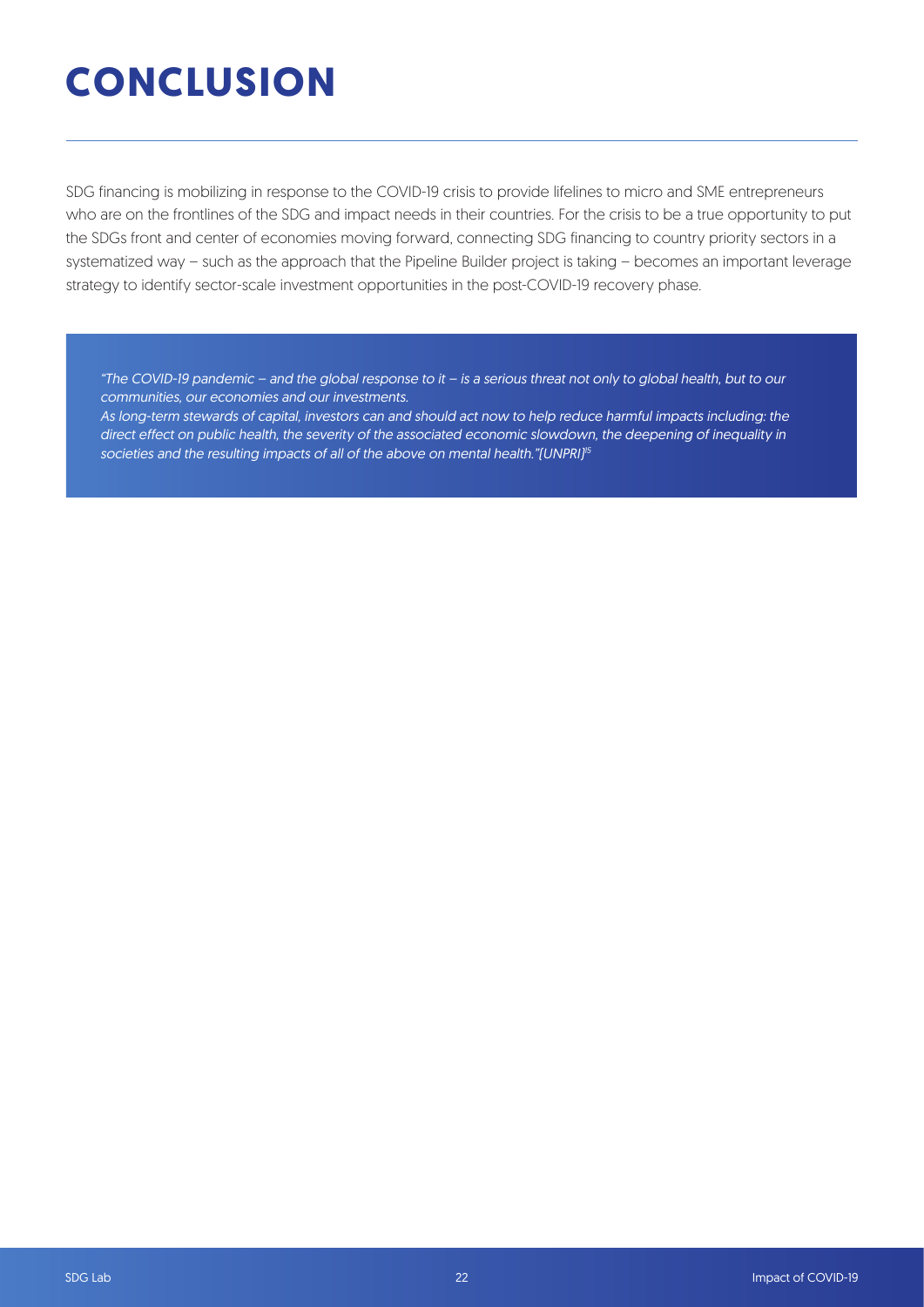# CONCLUSION

SDG financing is mobilizing in response to the COVID-19 crisis to provide lifelines to micro and SME entrepreneurs who are on the frontlines of the SDG and impact needs in their countries. For the crisis to be a true opportunity to put the SDGs front and center of economies moving forward, connecting SDG financing to country priority sectors in a systematized way – such as the approach that the Pipeline Builder project is taking – becomes an important leverage strategy to identify sector-scale investment opportunities in the post-COVID-19 recovery phase.

*"The COVID-19 pandemic – and the global response to it – is a serious threat not only to global health, but to our communities, our economies and our investments.*
*As long-term stewards of capital, investors can and should act now to help reduce harmful impacts including: the direct effect on public health, the severity of the associated economic slowdown, the deepening of inequality in societies and the resulting impacts of all of the above on mental health."(UNPRI)*[15]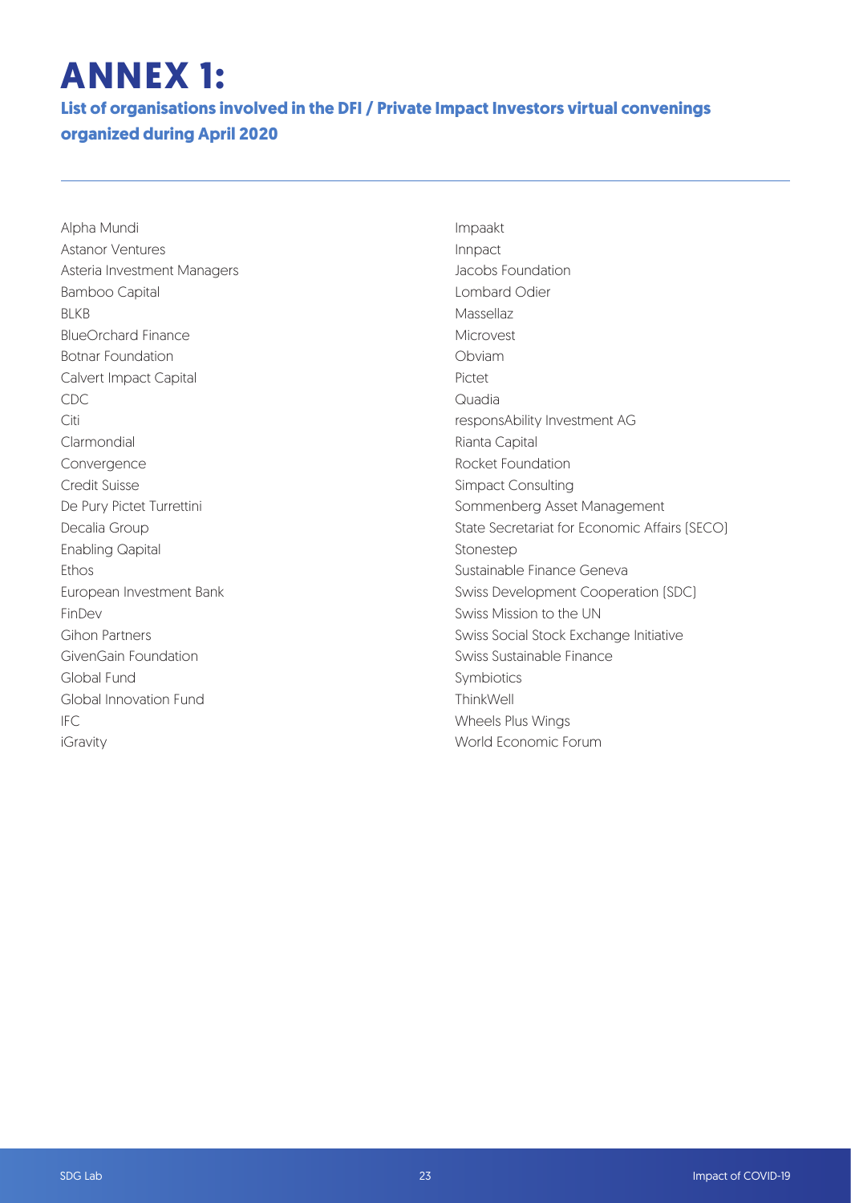# ANNEX 1:

## List of organisations involved in the DFI / Private Impact Investors virtual convenings organized during April 2020

Alpha Mundi
Astanor Ventures
Asteria Investment Managers
Bamboo Capital
BLKB
BlueOrchard Finance
Botnar Foundation
Calvert Impact Capital
CDC
Citi
Clarmondial
Convergence
Credit Suisse
De Pury Pictet Turrettini
Decalia Group
Enabling Qapital
Ethos
European Investment Bank
FinDev
Gihon Partners
GivenGain Foundation
Global Fund
Global Innovation Fund
IFC
iGravity
Impaakt
Innpact
Jacobs Foundation
Lombard Odier
Massellaz
Microvest
Obviam
Pictet
Quadia
responsAbility Investment AG
Rianta Capital
Rocket Foundation
Simpact Consulting
Sommenberg Asset Management
State Secretariat for Economic Affairs (SECO)
Stonestep
Sustainable Finance Geneva
Swiss Development Cooperation (SDC)
Swiss Mission to the UN
Swiss Social Stock Exchange Initiative
Swiss Sustainable Finance
Symbiotics
ThinkWell
Wheels Plus Wings
World Economic Forum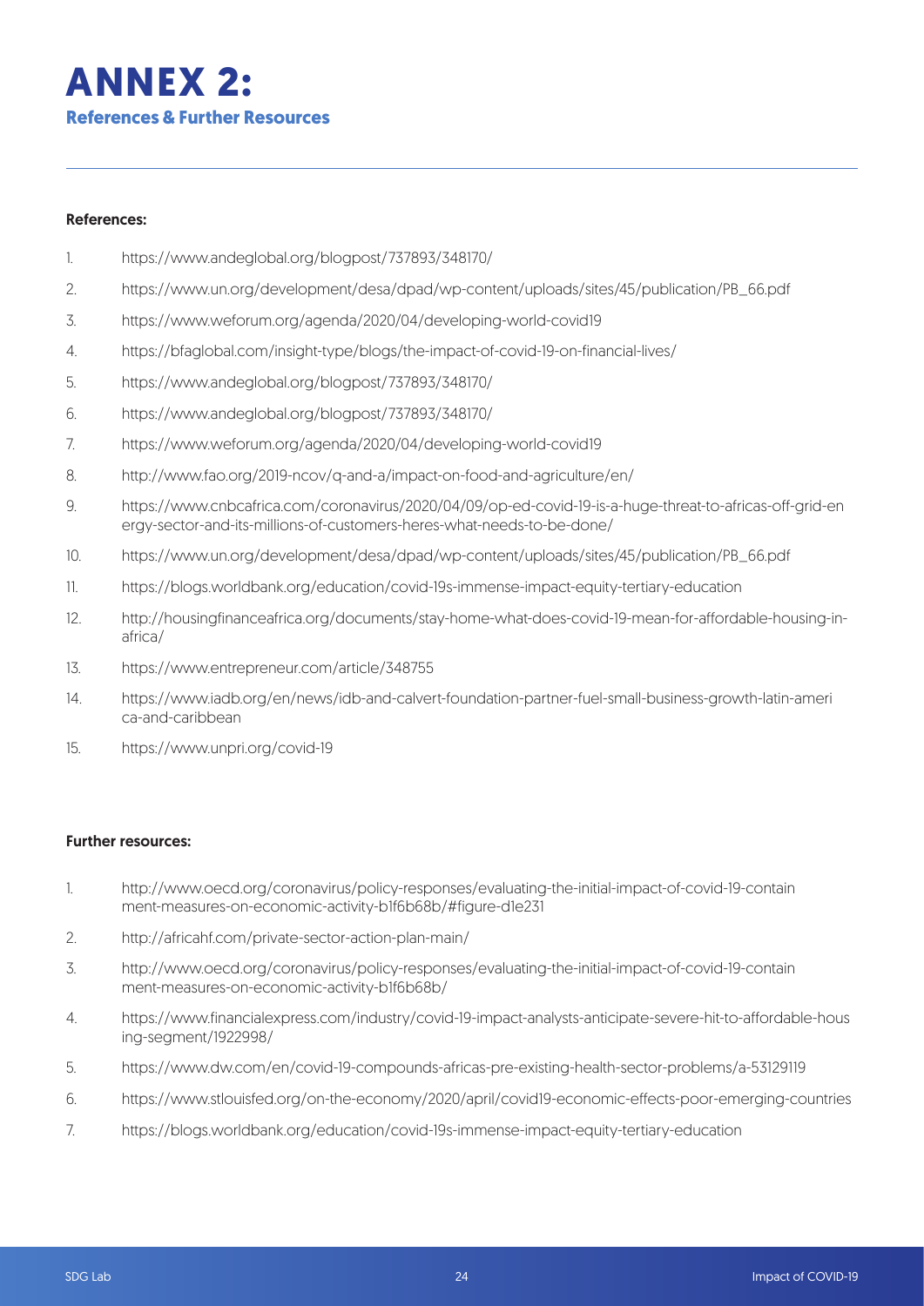# ANNEX 2:

## References & Further Resources

**References:**

1. https://www.andeglobal.org/blogpost/737893/348170/
2. https://www.un.org/development/desa/dpad/wp-content/uploads/sites/45/publication/PB_66.pdf
3. https://www.weforum.org/agenda/2020/04/developing-world-covid19
4. https://bfaglobal.com/insight-type/blogs/the-impact-of-covid-19-on-financial-lives/
5. https://www.andeglobal.org/blogpost/737893/348170/
6. https://www.andeglobal.org/blogpost/737893/348170/
7. https://www.weforum.org/agenda/2020/04/developing-world-covid19
8. http://www.fao.org/2019-ncov/q-and-a/impact-on-food-and-agriculture/en/
9. https://www.cnbcafrica.com/coronavirus/2020/04/09/op-ed-covid-19-is-a-huge-threat-to-africas-off-grid-energy-sector-and-its-millions-of-customers-heres-what-needs-to-be-done/
10. https://www.un.org/development/desa/dpad/wp-content/uploads/sites/45/publication/PB_66.pdf
11. https://blogs.worldbank.org/education/covid-19s-immense-impact-equity-tertiary-education
12. http://housingfinanceafrica.org/documents/stay-home-what-does-covid-19-mean-for-affordable-housing-in-africa/
13. https://www.entrepreneur.com/article/348755
14. https://www.iadb.org/en/news/idb-and-calvert-foundation-partner-fuel-small-business-growth-latin-america-and-caribbean
15. https://www.unpri.org/covid-19

**Further resources:**

1. http://www.oecd.org/coronavirus/policy-responses/evaluating-the-initial-impact-of-covid-19-containment-measures-on-economic-activity-b1f6b68b/#figure-d1e231
2. http://africahf.com/private-sector-action-plan-main/
3. http://www.oecd.org/coronavirus/policy-responses/evaluating-the-initial-impact-of-covid-19-containment-measures-on-economic-activity-b1f6b68b/
4. https://www.financialexpress.com/industry/covid-19-impact-analysts-anticipate-severe-hit-to-affordable-housing-segment/1922998/
5. https://www.dw.com/en/covid-19-compounds-africas-pre-existing-health-sector-problems/a-53129119
6. https://www.stlouisfed.org/on-the-economy/2020/april/covid19-economic-effects-poor-emerging-countries
7. https://blogs.worldbank.org/education/covid-19s-immense-impact-equity-tertiary-education